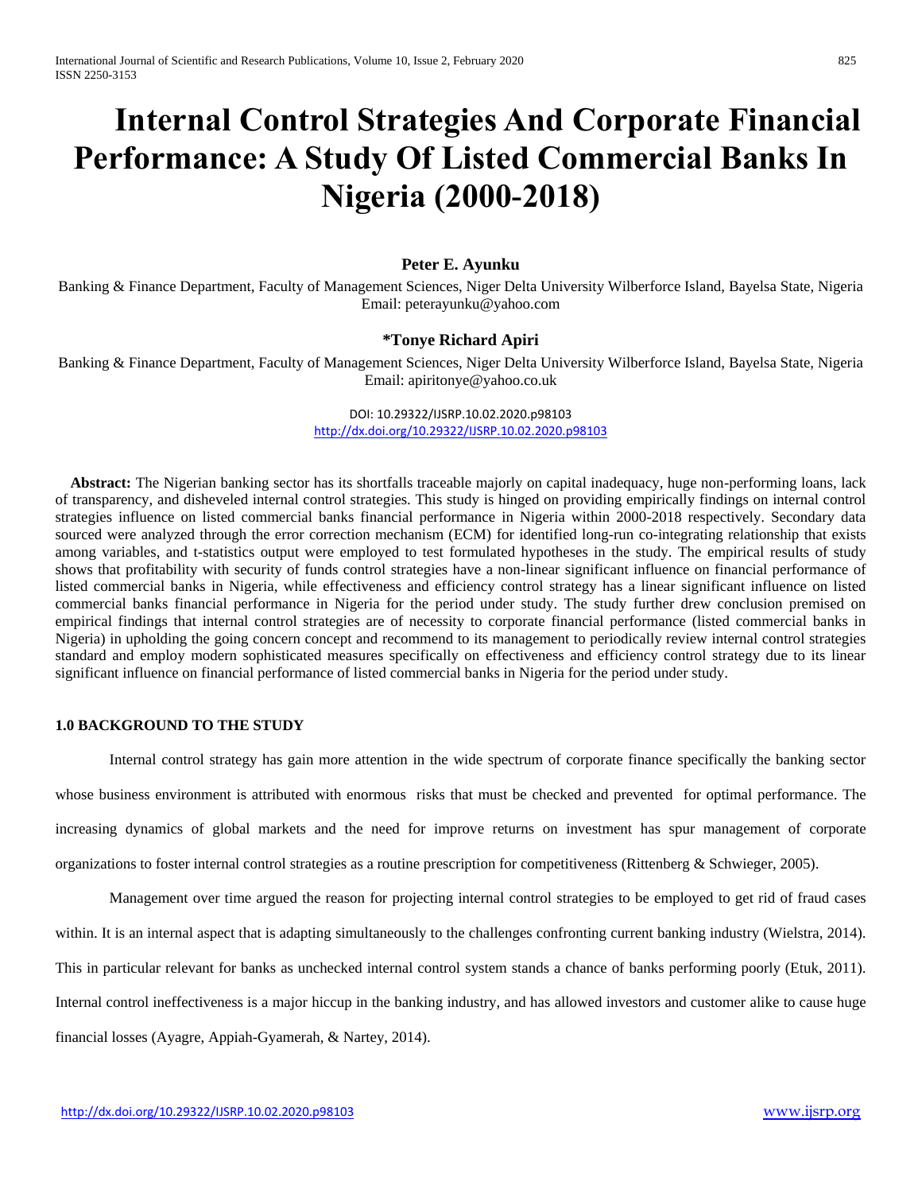# Internal Control Strategies And Corporate Financial Performance: A Study Of Listed Commercial Banks In Nigeria (2000-2018)

**Peter E. Ayunku**

Banking & Finance Department, Faculty of Management Sciences, Niger Delta University Wilberforce Island, Bayelsa State, Nigeria
Email: peterayunku@yahoo.com

**\*Tonye Richard Apiri**

Banking & Finance Department, Faculty of Management Sciences, Niger Delta University Wilberforce Island, Bayelsa State, Nigeria
Email: apiritonye@yahoo.co.uk

DOI: 10.29322/IJSRP.10.02.2020.p98103
http://dx.doi.org/10.29322/IJSRP.10.02.2020.p98103

**Abstract:** The Nigerian banking sector has its shortfalls traceable majorly on capital inadequacy, huge non-performing loans, lack of transparency, and disheveled internal control strategies. This study is hinged on providing empirically findings on internal control strategies influence on listed commercial banks financial performance in Nigeria within 2000-2018 respectively. Secondary data sourced were analyzed through the error correction mechanism (ECM) for identified long-run co-integrating relationship that exists among variables, and t-statistics output were employed to test formulated hypotheses in the study. The empirical results of study shows that profitability with security of funds control strategies have a non-linear significant influence on financial performance of listed commercial banks in Nigeria, while effectiveness and efficiency control strategy has a linear significant influence on listed commercial banks financial performance in Nigeria for the period under study. The study further drew conclusion premised on empirical findings that internal control strategies are of necessity to corporate financial performance (listed commercial banks in Nigeria) in upholding the going concern concept and recommend to its management to periodically review internal control strategies standard and employ modern sophisticated measures specifically on effectiveness and efficiency control strategy due to its linear significant influence on financial performance of listed commercial banks in Nigeria for the period under study.

## 1.0 BACKGROUND TO THE STUDY

Internal control strategy has gain more attention in the wide spectrum of corporate finance specifically the banking sector whose business environment is attributed with enormous risks that must be checked and prevented for optimal performance. The increasing dynamics of global markets and the need for improve returns on investment has spur management of corporate organizations to foster internal control strategies as a routine prescription for competitiveness (Rittenberg & Schwieger, 2005).

Management over time argued the reason for projecting internal control strategies to be employed to get rid of fraud cases within. It is an internal aspect that is adapting simultaneously to the challenges confronting current banking industry (Wielstra, 2014). This in particular relevant for banks as unchecked internal control system stands a chance of banks performing poorly (Etuk, 2011). Internal control ineffectiveness is a major hiccup in the banking industry, and has allowed investors and customer alike to cause huge financial losses (Ayagre, Appiah-Gyamerah, & Nartey, 2014).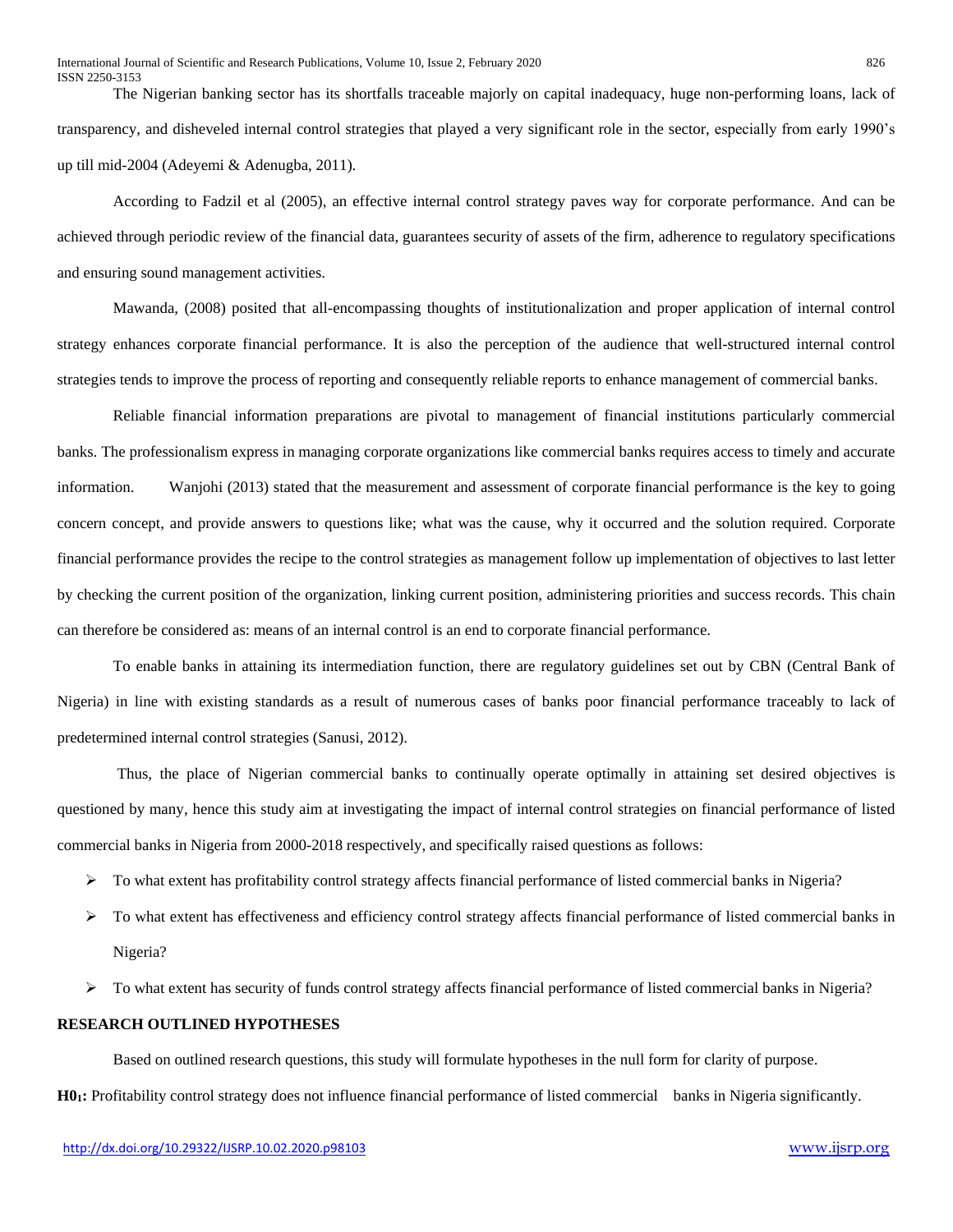The Nigerian banking sector has its shortfalls traceable majorly on capital inadequacy, huge non-performing loans, lack of transparency, and disheveled internal control strategies that played a very significant role in the sector, especially from early 1990's up till mid-2004 (Adeyemi & Adenugba, 2011).

According to Fadzil et al (2005), an effective internal control strategy paves way for corporate performance. And can be achieved through periodic review of the financial data, guarantees security of assets of the firm, adherence to regulatory specifications and ensuring sound management activities.

Mawanda, (2008) posited that all-encompassing thoughts of institutionalization and proper application of internal control strategy enhances corporate financial performance. It is also the perception of the audience that well-structured internal control strategies tends to improve the process of reporting and consequently reliable reports to enhance management of commercial banks.

Reliable financial information preparations are pivotal to management of financial institutions particularly commercial banks. The professionalism express in managing corporate organizations like commercial banks requires access to timely and accurate information. Wanjohi (2013) stated that the measurement and assessment of corporate financial performance is the key to going concern concept, and provide answers to questions like; what was the cause, why it occurred and the solution required. Corporate financial performance provides the recipe to the control strategies as management follow up implementation of objectives to last letter by checking the current position of the organization, linking current position, administering priorities and success records. This chain can therefore be considered as: means of an internal control is an end to corporate financial performance.

To enable banks in attaining its intermediation function, there are regulatory guidelines set out by CBN (Central Bank of Nigeria) in line with existing standards as a result of numerous cases of banks poor financial performance traceably to lack of predetermined internal control strategies (Sanusi, 2012).

Thus, the place of Nigerian commercial banks to continually operate optimally in attaining set desired objectives is questioned by many, hence this study aim at investigating the impact of internal control strategies on financial performance of listed commercial banks in Nigeria from 2000-2018 respectively, and specifically raised questions as follows:

- To what extent has profitability control strategy affects financial performance of listed commercial banks in Nigeria?
- To what extent has effectiveness and efficiency control strategy affects financial performance of listed commercial banks in Nigeria?
- To what extent has security of funds control strategy affects financial performance of listed commercial banks in Nigeria?

**RESEARCH OUTLINED HYPOTHESES**

Based on outlined research questions, this study will formulate hypotheses in the null form for clarity of purpose.

**$H0_1$:** Profitability control strategy does not influence financial performance of listed commercial banks in Nigeria significantly.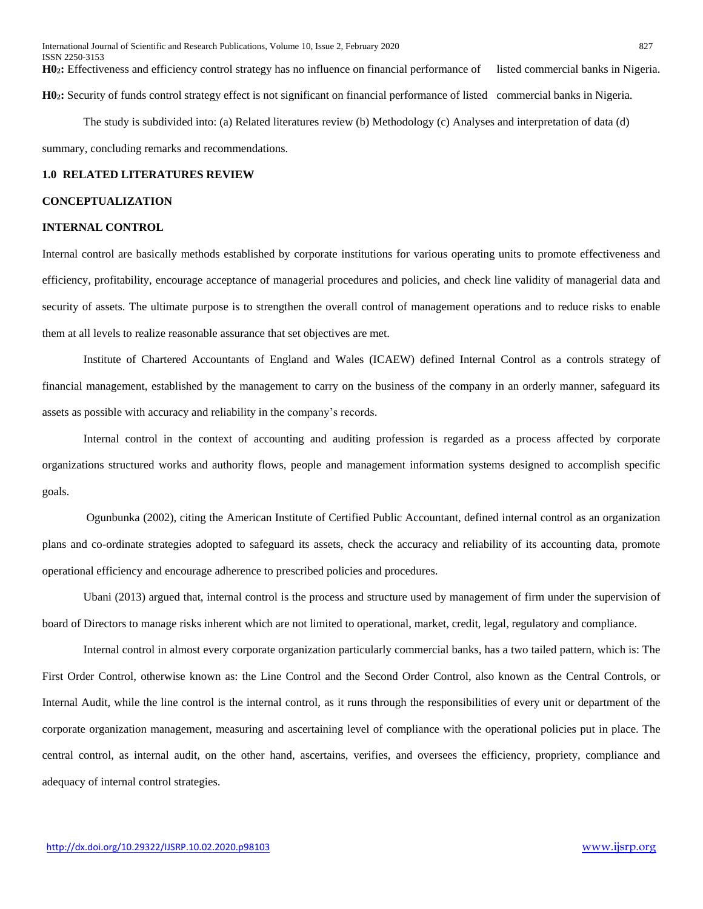**$H0_2$:** Effectiveness and efficiency control strategy has no influence on financial performance of listed commercial banks in Nigeria.

**$H0_2$:** Security of funds control strategy effect is not significant on financial performance of listed commercial banks in Nigeria.

The study is subdivided into: (a) Related literatures review (b) Methodology (c) Analyses and interpretation of data (d) summary, concluding remarks and recommendations.

## 1.0 RELATED LITERATURES REVIEW

### CONCEPTUALIZATION

### INTERNAL CONTROL

Internal control are basically methods established by corporate institutions for various operating units to promote effectiveness and efficiency, profitability, encourage acceptance of managerial procedures and policies, and check line validity of managerial data and security of assets. The ultimate purpose is to strengthen the overall control of management operations and to reduce risks to enable them at all levels to realize reasonable assurance that set objectives are met.

Institute of Chartered Accountants of England and Wales (ICAEW) defined Internal Control as a controls strategy of financial management, established by the management to carry on the business of the company in an orderly manner, safeguard its assets as possible with accuracy and reliability in the company's records.

Internal control in the context of accounting and auditing profession is regarded as a process affected by corporate organizations structured works and authority flows, people and management information systems designed to accomplish specific goals.

Ogunbunka (2002), citing the American Institute of Certified Public Accountant, defined internal control as an organization plans and co-ordinate strategies adopted to safeguard its assets, check the accuracy and reliability of its accounting data, promote operational efficiency and encourage adherence to prescribed policies and procedures.

Ubani (2013) argued that, internal control is the process and structure used by management of firm under the supervision of board of Directors to manage risks inherent which are not limited to operational, market, credit, legal, regulatory and compliance.

Internal control in almost every corporate organization particularly commercial banks, has a two tailed pattern, which is: The First Order Control, otherwise known as: the Line Control and the Second Order Control, also known as the Central Controls, or Internal Audit, while the line control is the internal control, as it runs through the responsibilities of every unit or department of the corporate organization management, measuring and ascertaining level of compliance with the operational policies put in place. The central control, as internal audit, on the other hand, ascertains, verifies, and oversees the efficiency, propriety, compliance and adequacy of internal control strategies.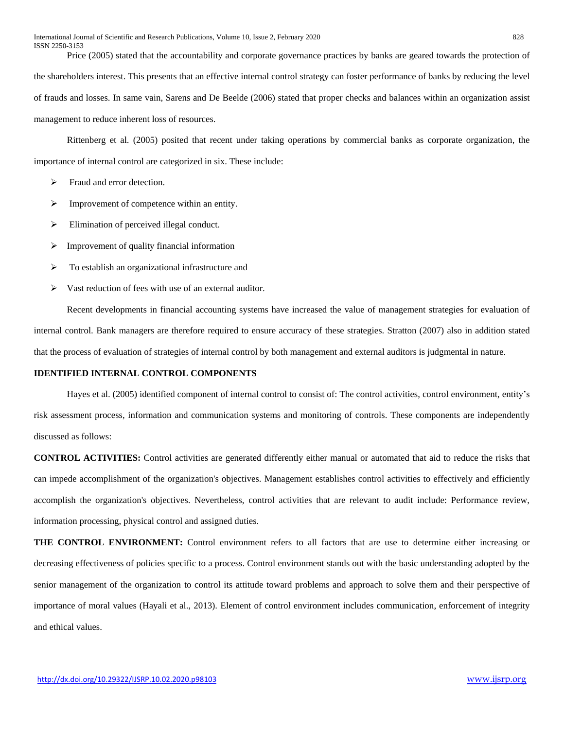Price (2005) stated that the accountability and corporate governance practices by banks are geared towards the protection of the shareholders interest. This presents that an effective internal control strategy can foster performance of banks by reducing the level of frauds and losses. In same vain, Sarens and De Beelde (2006) stated that proper checks and balances within an organization assist management to reduce inherent loss of resources.

Rittenberg et al. (2005) posited that recent under taking operations by commercial banks as corporate organization, the importance of internal control are categorized in six. These include:

- Fraud and error detection.
- Improvement of competence within an entity.
- Elimination of perceived illegal conduct.
- Improvement of quality financial information
- To establish an organizational infrastructure and
- Vast reduction of fees with use of an external auditor.

Recent developments in financial accounting systems have increased the value of management strategies for evaluation of internal control. Bank managers are therefore required to ensure accuracy of these strategies. Stratton (2007) also in addition stated that the process of evaluation of strategies of internal control by both management and external auditors is judgmental in nature.

## IDENTIFIED INTERNAL CONTROL COMPONENTS

Hayes et al. (2005) identified component of internal control to consist of: The control activities, control environment, entity's risk assessment process, information and communication systems and monitoring of controls. These components are independently discussed as follows:

**CONTROL ACTIVITIES:** Control activities are generated differently either manual or automated that aid to reduce the risks that can impede accomplishment of the organization's objectives. Management establishes control activities to effectively and efficiently accomplish the organization's objectives. Nevertheless, control activities that are relevant to audit include: Performance review, information processing, physical control and assigned duties.

**THE CONTROL ENVIRONMENT:** Control environment refers to all factors that are use to determine either increasing or decreasing effectiveness of policies specific to a process. Control environment stands out with the basic understanding adopted by the senior management of the organization to control its attitude toward problems and approach to solve them and their perspective of importance of moral values (Hayali et al., 2013). Element of control environment includes communication, enforcement of integrity and ethical values.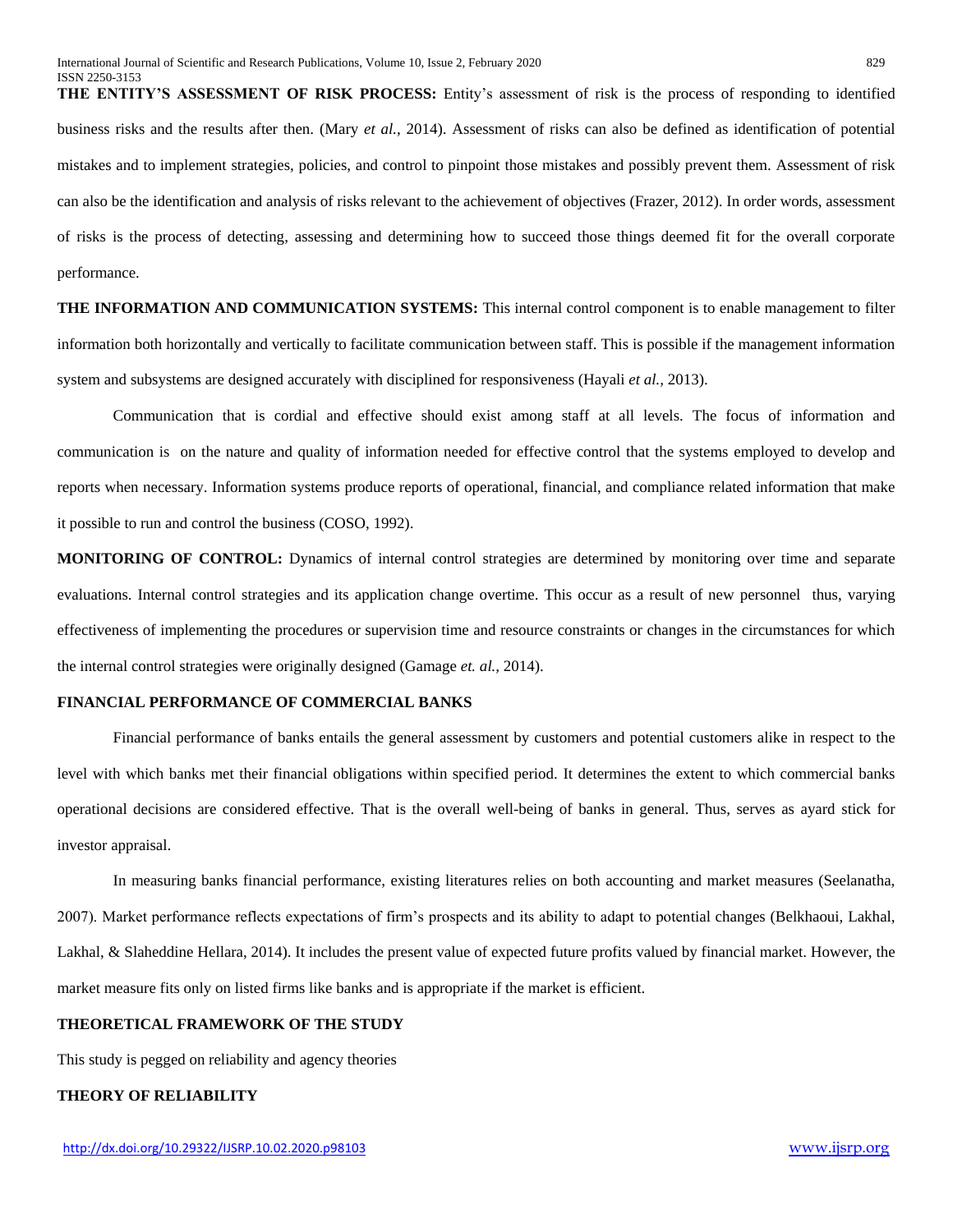**THE ENTITY'S ASSESSMENT OF RISK PROCESS:** Entity's assessment of risk is the process of responding to identified business risks and the results after then. (Mary *et al.,* 2014). Assessment of risks can also be defined as identification of potential mistakes and to implement strategies, policies, and control to pinpoint those mistakes and possibly prevent them. Assessment of risk can also be the identification and analysis of risks relevant to the achievement of objectives (Frazer, 2012). In order words, assessment of risks is the process of detecting, assessing and determining how to succeed those things deemed fit for the overall corporate performance.

**THE INFORMATION AND COMMUNICATION SYSTEMS:** This internal control component is to enable management to filter information both horizontally and vertically to facilitate communication between staff. This is possible if the management information system and subsystems are designed accurately with disciplined for responsiveness (Hayali *et al.,* 2013).

Communication that is cordial and effective should exist among staff at all levels. The focus of information and communication is on the nature and quality of information needed for effective control that the systems employed to develop and reports when necessary. Information systems produce reports of operational, financial, and compliance related information that make it possible to run and control the business (COSO, 1992).

**MONITORING OF CONTROL:** Dynamics of internal control strategies are determined by monitoring over time and separate evaluations. Internal control strategies and its application change overtime. This occur as a result of new personnel thus, varying effectiveness of implementing the procedures or supervision time and resource constraints or changes in the circumstances for which the internal control strategies were originally designed (Gamage *et. al.,* 2014).

**FINANCIAL PERFORMANCE OF COMMERCIAL BANKS**

Financial performance of banks entails the general assessment by customers and potential customers alike in respect to the level with which banks met their financial obligations within specified period. It determines the extent to which commercial banks operational decisions are considered effective. That is the overall well-being of banks in general. Thus, serves as ayard stick for investor appraisal.

In measuring banks financial performance, existing literatures relies on both accounting and market measures (Seelanatha, 2007). Market performance reflects expectations of firm's prospects and its ability to adapt to potential changes (Belkhaoui, Lakhal, Lakhal, & Slaheddine Hellara, 2014). It includes the present value of expected future profits valued by financial market. However, the market measure fits only on listed firms like banks and is appropriate if the market is efficient.

**THEORETICAL FRAMEWORK OF THE STUDY**

This study is pegged on reliability and agency theories

**THEORY OF RELIABILITY**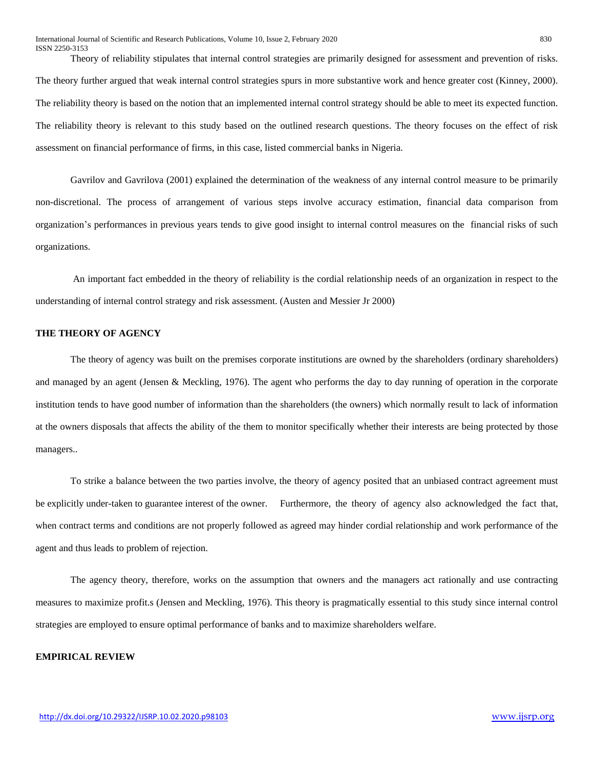Theory of reliability stipulates that internal control strategies are primarily designed for assessment and prevention of risks. The theory further argued that weak internal control strategies spurs in more substantive work and hence greater cost (Kinney, 2000). The reliability theory is based on the notion that an implemented internal control strategy should be able to meet its expected function. The reliability theory is relevant to this study based on the outlined research questions. The theory focuses on the effect of risk assessment on financial performance of firms, in this case, listed commercial banks in Nigeria.

Gavrilov and Gavrilova (2001) explained the determination of the weakness of any internal control measure to be primarily non-discretional. The process of arrangement of various steps involve accuracy estimation, financial data comparison from organization's performances in previous years tends to give good insight to internal control measures on the financial risks of such organizations.

An important fact embedded in the theory of reliability is the cordial relationship needs of an organization in respect to the understanding of internal control strategy and risk assessment. (Austen and Messier Jr 2000)

**THE THEORY OF AGENCY**

The theory of agency was built on the premises corporate institutions are owned by the shareholders (ordinary shareholders) and managed by an agent (Jensen & Meckling, 1976). The agent who performs the day to day running of operation in the corporate institution tends to have good number of information than the shareholders (the owners) which normally result to lack of information at the owners disposals that affects the ability of the them to monitor specifically whether their interests are being protected by those managers..

To strike a balance between the two parties involve, the theory of agency posited that an unbiased contract agreement must be explicitly under-taken to guarantee interest of the owner. Furthermore, the theory of agency also acknowledged the fact that, when contract terms and conditions are not properly followed as agreed may hinder cordial relationship and work performance of the agent and thus leads to problem of rejection.

The agency theory, therefore, works on the assumption that owners and the managers act rationally and use contracting measures to maximize profit.s (Jensen and Meckling, 1976). This theory is pragmatically essential to this study since internal control strategies are employed to ensure optimal performance of banks and to maximize shareholders welfare.

**EMPIRICAL REVIEW**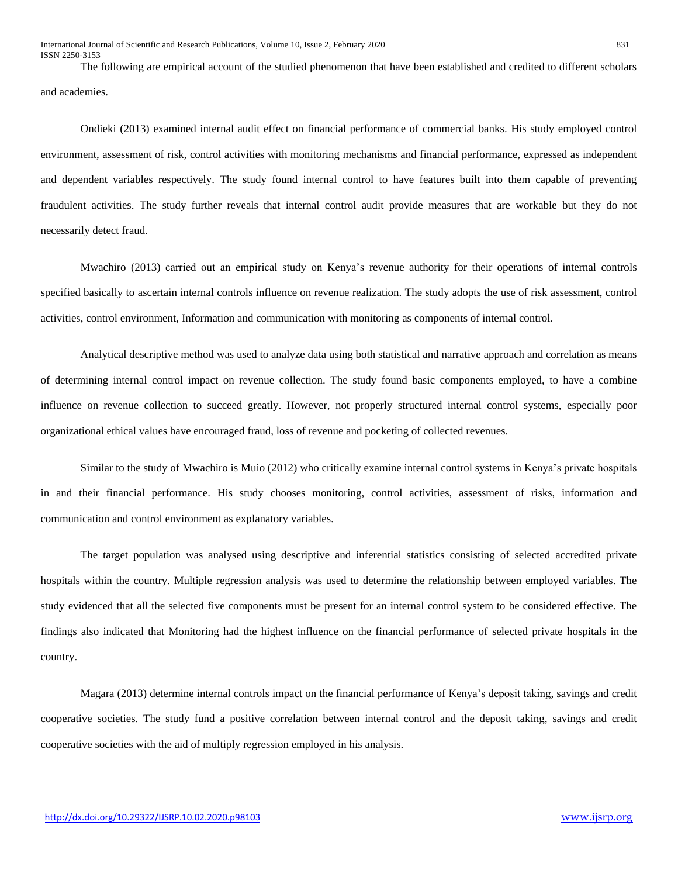The following are empirical account of the studied phenomenon that have been established and credited to different scholars and academies.

Ondieki (2013) examined internal audit effect on financial performance of commercial banks. His study employed control environment, assessment of risk, control activities with monitoring mechanisms and financial performance, expressed as independent and dependent variables respectively. The study found internal control to have features built into them capable of preventing fraudulent activities. The study further reveals that internal control audit provide measures that are workable but they do not necessarily detect fraud.

Mwachiro (2013) carried out an empirical study on Kenya's revenue authority for their operations of internal controls specified basically to ascertain internal controls influence on revenue realization. The study adopts the use of risk assessment, control activities, control environment, Information and communication with monitoring as components of internal control.

Analytical descriptive method was used to analyze data using both statistical and narrative approach and correlation as means of determining internal control impact on revenue collection. The study found basic components employed, to have a combine influence on revenue collection to succeed greatly. However, not properly structured internal control systems, especially poor organizational ethical values have encouraged fraud, loss of revenue and pocketing of collected revenues.

Similar to the study of Mwachiro is Muio (2012) who critically examine internal control systems in Kenya's private hospitals in and their financial performance. His study chooses monitoring, control activities, assessment of risks, information and communication and control environment as explanatory variables.

The target population was analysed using descriptive and inferential statistics consisting of selected accredited private hospitals within the country. Multiple regression analysis was used to determine the relationship between employed variables. The study evidenced that all the selected five components must be present for an internal control system to be considered effective. The findings also indicated that Monitoring had the highest influence on the financial performance of selected private hospitals in the country.

Magara (2013) determine internal controls impact on the financial performance of Kenya's deposit taking, savings and credit cooperative societies. The study fund a positive correlation between internal control and the deposit taking, savings and credit cooperative societies with the aid of multiply regression employed in his analysis.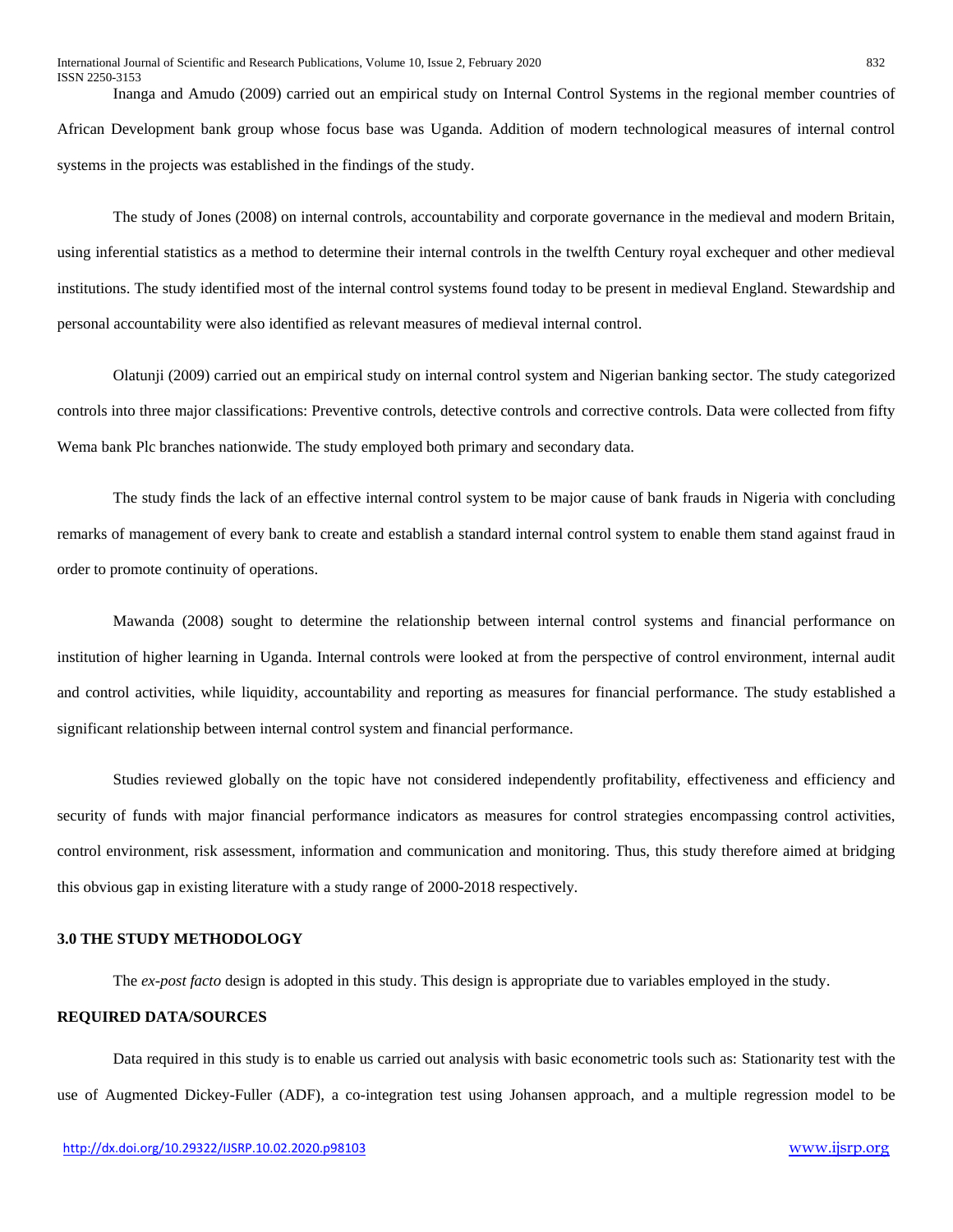Inanga and Amudo (2009) carried out an empirical study on Internal Control Systems in the regional member countries of African Development bank group whose focus base was Uganda. Addition of modern technological measures of internal control systems in the projects was established in the findings of the study.

The study of Jones (2008) on internal controls, accountability and corporate governance in the medieval and modern Britain, using inferential statistics as a method to determine their internal controls in the twelfth Century royal exchequer and other medieval institutions. The study identified most of the internal control systems found today to be present in medieval England. Stewardship and personal accountability were also identified as relevant measures of medieval internal control.

Olatunji (2009) carried out an empirical study on internal control system and Nigerian banking sector. The study categorized controls into three major classifications: Preventive controls, detective controls and corrective controls. Data were collected from fifty Wema bank Plc branches nationwide. The study employed both primary and secondary data.

The study finds the lack of an effective internal control system to be major cause of bank frauds in Nigeria with concluding remarks of management of every bank to create and establish a standard internal control system to enable them stand against fraud in order to promote continuity of operations.

Mawanda (2008) sought to determine the relationship between internal control systems and financial performance on institution of higher learning in Uganda. Internal controls were looked at from the perspective of control environment, internal audit and control activities, while liquidity, accountability and reporting as measures for financial performance. The study established a significant relationship between internal control system and financial performance.

Studies reviewed globally on the topic have not considered independently profitability, effectiveness and efficiency and security of funds with major financial performance indicators as measures for control strategies encompassing control activities, control environment, risk assessment, information and communication and monitoring. Thus, this study therefore aimed at bridging this obvious gap in existing literature with a study range of 2000-2018 respectively.

## 3.0 THE STUDY METHODOLOGY

The *ex-post facto* design is adopted in this study. This design is appropriate due to variables employed in the study.

### REQUIRED DATA/SOURCES

Data required in this study is to enable us carried out analysis with basic econometric tools such as: Stationarity test with the use of Augmented Dickey-Fuller (ADF), a co-integration test using Johansen approach, and a multiple regression model to be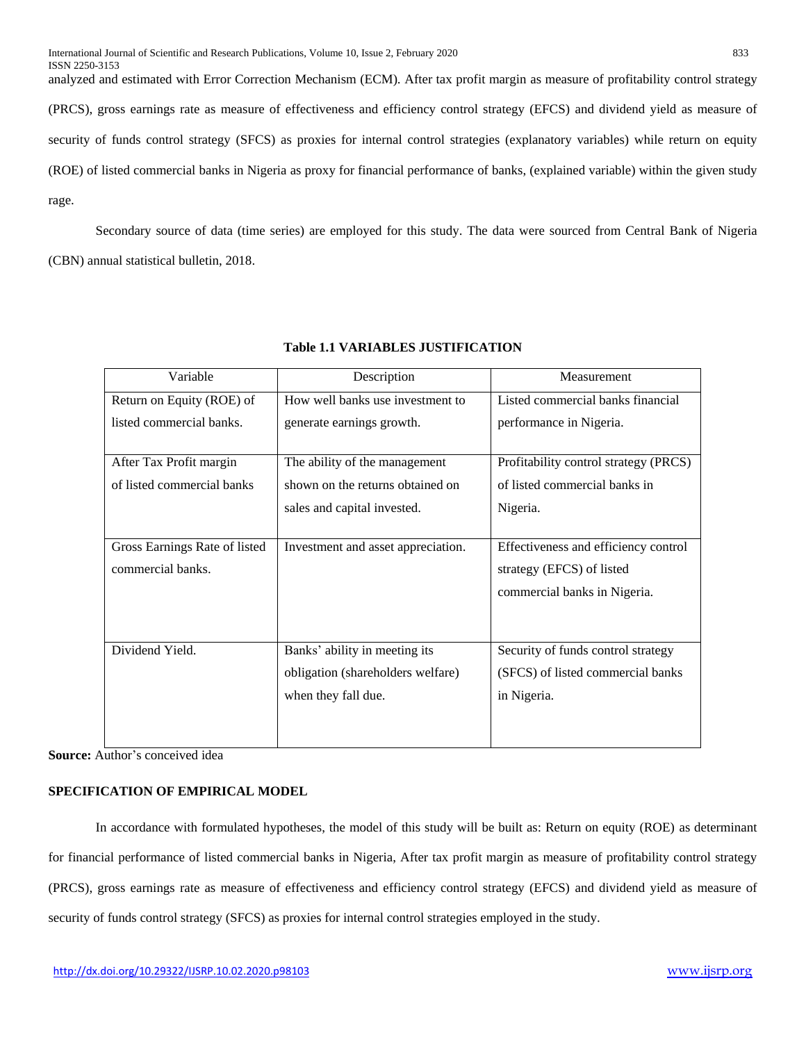analyzed and estimated with Error Correction Mechanism (ECM). After tax profit margin as measure of profitability control strategy (PRCS), gross earnings rate as measure of effectiveness and efficiency control strategy (EFCS) and dividend yield as measure of security of funds control strategy (SFCS) as proxies for internal control strategies (explanatory variables) while return on equity (ROE) of listed commercial banks in Nigeria as proxy for financial performance of banks, (explained variable) within the given study rage.

Secondary source of data (time series) are employed for this study. The data were sourced from Central Bank of Nigeria (CBN) annual statistical bulletin, 2018.

**Table 1.1 VARIABLES JUSTIFICATION**

| Variable | Description | Measurement |
|---|---|---|
| Return on Equity (ROE) of listed commercial banks. | How well banks use investment to generate earnings growth. | Listed commercial banks financial performance in Nigeria. |
| After Tax Profit margin of listed commercial banks | The ability of the management shown on the returns obtained on sales and capital invested. | Profitability control strategy (PRCS) of listed commercial banks in Nigeria. |
| Gross Earnings Rate of listed commercial banks. | Investment and asset appreciation. | Effectiveness and efficiency control strategy (EFCS) of listed commercial banks in Nigeria. |
| Dividend Yield. | Banks' ability in meeting its obligation (shareholders welfare) when they fall due. | Security of funds control strategy (SFCS) of listed commercial banks in Nigeria. |

**Source:** Author's conceived idea

**SPECIFICATION OF EMPIRICAL MODEL**

In accordance with formulated hypotheses, the model of this study will be built as: Return on equity (ROE) as determinant for financial performance of listed commercial banks in Nigeria, After tax profit margin as measure of profitability control strategy (PRCS), gross earnings rate as measure of effectiveness and efficiency control strategy (EFCS) and dividend yield as measure of security of funds control strategy (SFCS) as proxies for internal control strategies employed in the study.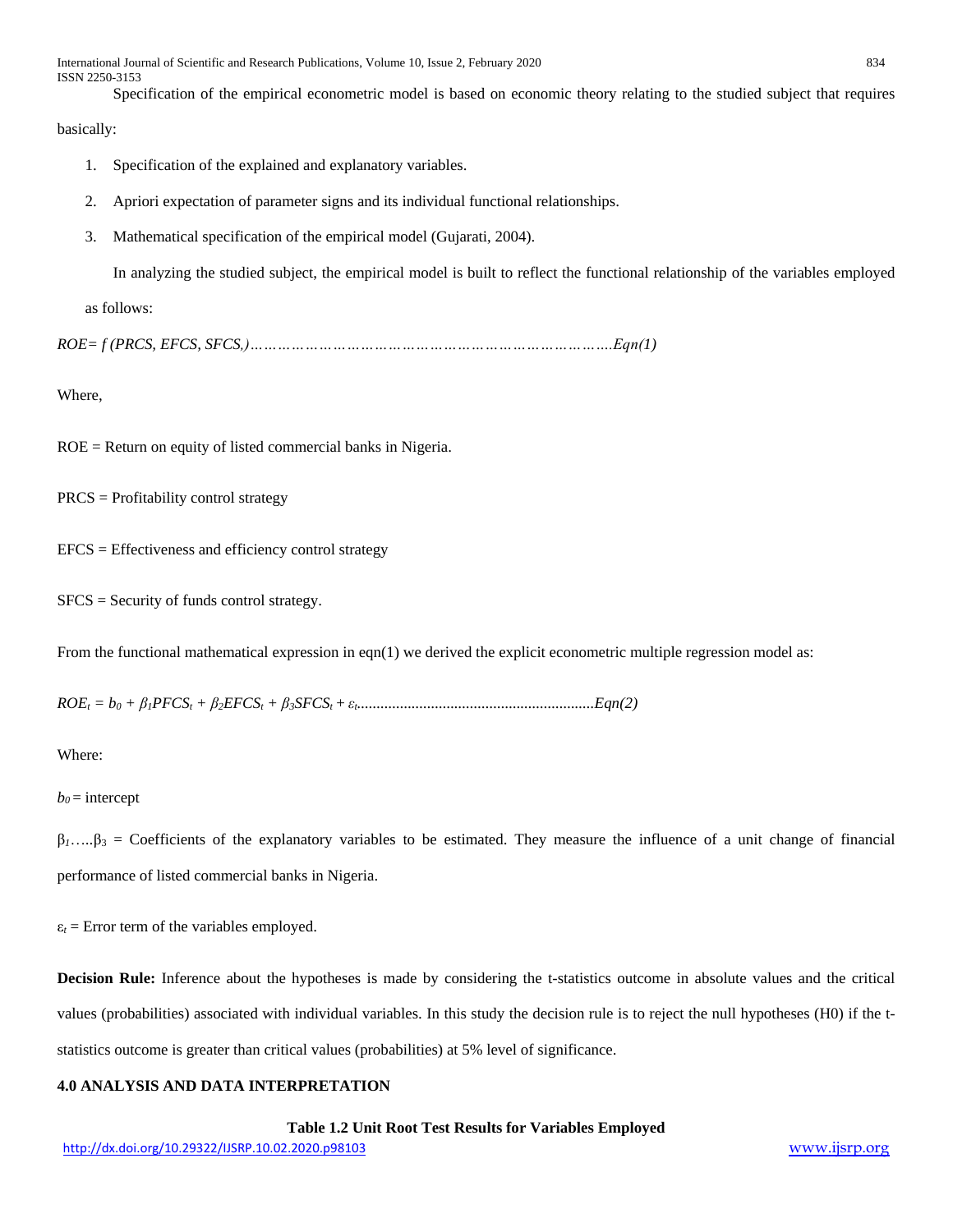Specification of the empirical econometric model is based on economic theory relating to the studied subject that requires basically:

1. Specification of the explained and explanatory variables.
2. Apriori expectation of parameter signs and its individual functional relationships.
3. Mathematical specification of the empirical model (Gujarati, 2004).

In analyzing the studied subject, the empirical model is built to reflect the functional relationship of the variables employed as follows:

$ROE= f\,(PRCS, EFCS, SFCS,)$……………………………………………………………….Eqn(1)

Where,

ROE = Return on equity of listed commercial banks in Nigeria.

PRCS = Profitability control strategy

EFCS = Effectiveness and efficiency control strategy

SFCS = Security of funds control strategy.

From the functional mathematical expression in eqn(1) we derived the explicit econometric multiple regression model as:

$ROE_t = b_0 + \beta_1 PFCS_t + \beta_2 EFCS_t + \beta_3 SFCS_t + \varepsilon_t$............................................................Eqn(2)

Where:

$b_0$ = intercept

$\beta_1$…..$\beta_3$ = Coefficients of the explanatory variables to be estimated. They measure the influence of a unit change of financial performance of listed commercial banks in Nigeria.

$\varepsilon_t$ = Error term of the variables employed.

**Decision Rule:** Inference about the hypotheses is made by considering the t-statistics outcome in absolute values and the critical values (probabilities) associated with individual variables. In this study the decision rule is to reject the null hypotheses (H0) if the t-statistics outcome is greater than critical values (probabilities) at 5% level of significance.

## 4.0 ANALYSIS AND DATA INTERPRETATION

**Table 1.2 Unit Root Test Results for Variables Employed**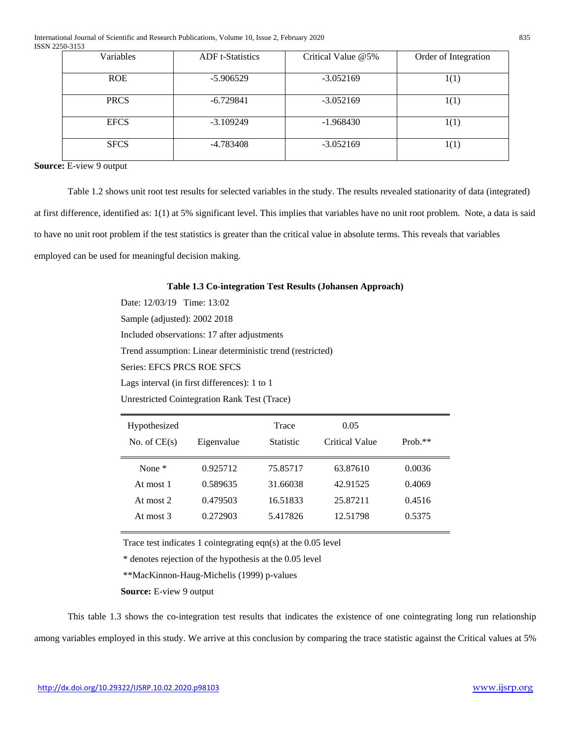| Variables | ADF t-Statistics | Critical Value @5% | Order of Integration |
|---|---|---|---|
| ROE | -5.906529 | -3.052169 | 1(1) |
| PRCS | -6.729841 | -3.052169 | 1(1) |
| EFCS | -3.109249 | -1.968430 | 1(1) |
| SFCS | -4.783408 | -3.052169 | 1(1) |

**Source:** E-view 9 output

Table 1.2 shows unit root test results for selected variables in the study. The results revealed stationarity of data (integrated) at first difference, identified as: 1(1) at 5% significant level. This implies that variables have no unit root problem. Note, a data is said to have no unit root problem if the test statistics is greater than the critical value in absolute terms. This reveals that variables employed can be used for meaningful decision making.

**Table 1.3 Co-integration Test Results (Johansen Approach)**

Date: 12/03/19 Time: 13:02

Sample (adjusted): 2002 2018

Included observations: 17 after adjustments

Trend assumption: Linear deterministic trend (restricted)

Series: EFCS PRCS ROE SFCS

Lags interval (in first differences): 1 to 1

Unrestricted Cointegration Rank Test (Trace)

| Hypothesized No. of CE(s) | Eigenvalue | Trace Statistic | 0.05 Critical Value | Prob.** |
|---|---|---|---|---|
| None * | 0.925712 | 75.85717 | 63.87610 | 0.0036 |
| At most 1 | 0.589635 | 31.66038 | 42.91525 | 0.4069 |
| At most 2 | 0.479503 | 16.51833 | 25.87211 | 0.4516 |
| At most 3 | 0.272903 | 5.417826 | 12.51798 | 0.5375 |

Trace test indicates 1 cointegrating eqn(s) at the 0.05 level

* denotes rejection of the hypothesis at the 0.05 level

**MacKinnon-Haug-Michelis (1999) p-values

**Source:** E-view 9 output

This table 1.3 shows the co-integration test results that indicates the existence of one cointegrating long run relationship among variables employed in this study. We arrive at this conclusion by comparing the trace statistic against the Critical values at 5%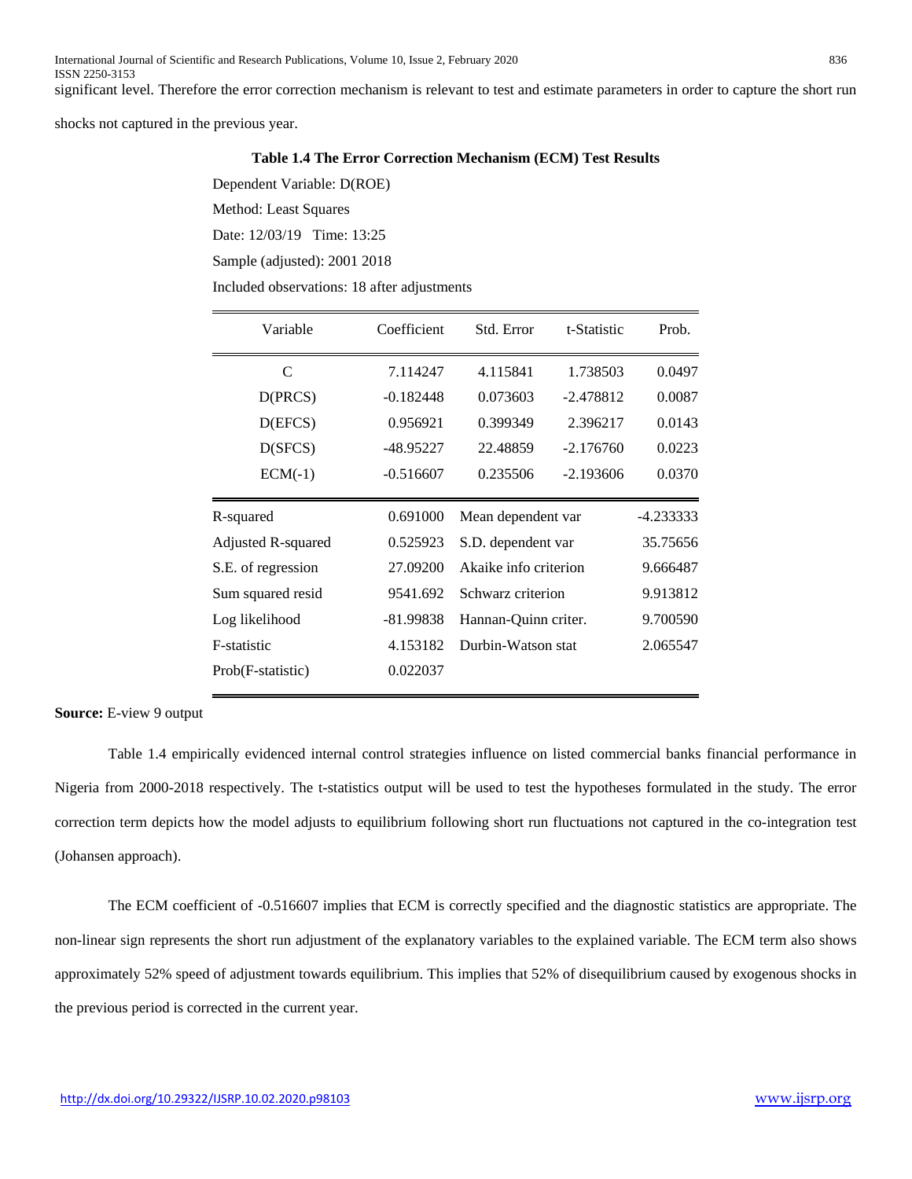significant level. Therefore the error correction mechanism is relevant to test and estimate parameters in order to capture the short run shocks not captured in the previous year.

**Table 1.4 The Error Correction Mechanism (ECM) Test Results**

Dependent Variable: D(ROE)

Method: Least Squares

Date: 12/03/19 Time: 13:25

Sample (adjusted): 2001 2018

Included observations: 18 after adjustments

| Variable | Coefficient | Std. Error | t-Statistic | Prob. |
|---|---|---|---|---|
| C | 7.114247 | 4.115841 | 1.738503 | 0.0497 |
| D(PRCS) | -0.182448 | 0.073603 | -2.478812 | 0.0087 |
| D(EFCS) | 0.956921 | 0.399349 | 2.396217 | 0.0143 |
| D(SFCS) | -48.95227 | 22.48859 | -2.176760 | 0.0223 |
| ECM(-1) | -0.516607 | 0.235506 | -2.193606 | 0.0370 |

| | | | |
|---|---|---|---|
| R-squared | 0.691000 | Mean dependent var | -4.233333 |
| Adjusted R-squared | 0.525923 | S.D. dependent var | 35.75656 |
| S.E. of regression | 27.09200 | Akaike info criterion | 9.666487 |
| Sum squared resid | 9541.692 | Schwarz criterion | 9.913812 |
| Log likelihood | -81.99838 | Hannan-Quinn criter. | 9.700590 |
| F-statistic | 4.153182 | Durbin-Watson stat | 2.065547 |
| Prob(F-statistic) | 0.022037 | | |

**Source:** E-view 9 output

Table 1.4 empirically evidenced internal control strategies influence on listed commercial banks financial performance in Nigeria from 2000-2018 respectively. The t-statistics output will be used to test the hypotheses formulated in the study. The error correction term depicts how the model adjusts to equilibrium following short run fluctuations not captured in the co-integration test (Johansen approach).

The ECM coefficient of -0.516607 implies that ECM is correctly specified and the diagnostic statistics are appropriate. The non-linear sign represents the short run adjustment of the explanatory variables to the explained variable. The ECM term also shows approximately 52% speed of adjustment towards equilibrium. This implies that 52% of disequilibrium caused by exogenous shocks in the previous period is corrected in the current year.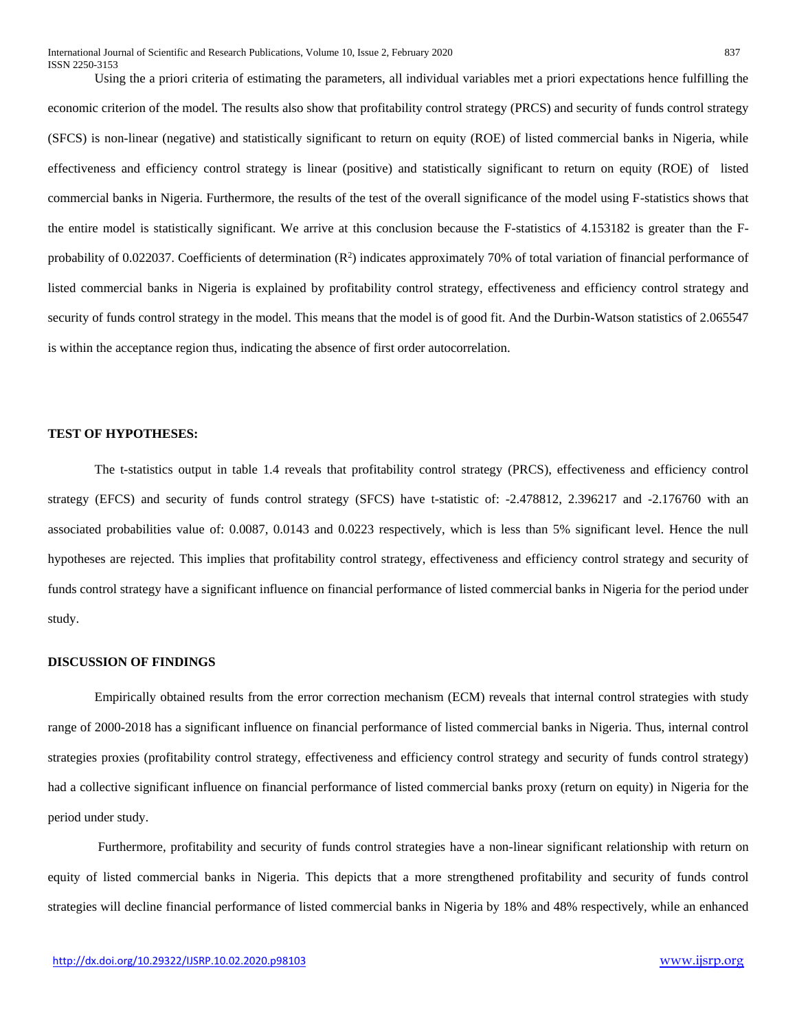Using the a priori criteria of estimating the parameters, all individual variables met a priori expectations hence fulfilling the economic criterion of the model. The results also show that profitability control strategy (PRCS) and security of funds control strategy (SFCS) is non-linear (negative) and statistically significant to return on equity (ROE) of listed commercial banks in Nigeria, while effectiveness and efficiency control strategy is linear (positive) and statistically significant to return on equity (ROE) of listed commercial banks in Nigeria. Furthermore, the results of the test of the overall significance of the model using F-statistics shows that the entire model is statistically significant. We arrive at this conclusion because the F-statistics of 4.153182 is greater than the F-probability of 0.022037. Coefficients of determination ($R^2$) indicates approximately 70% of total variation of financial performance of listed commercial banks in Nigeria is explained by profitability control strategy, effectiveness and efficiency control strategy and security of funds control strategy in the model. This means that the model is of good fit. And the Durbin-Watson statistics of 2.065547 is within the acceptance region thus, indicating the absence of first order autocorrelation.

**TEST OF HYPOTHESES:**

The t-statistics output in table 1.4 reveals that profitability control strategy (PRCS), effectiveness and efficiency control strategy (EFCS) and security of funds control strategy (SFCS) have t-statistic of: -2.478812, 2.396217 and -2.176760 with an associated probabilities value of: 0.0087, 0.0143 and 0.0223 respectively, which is less than 5% significant level. Hence the null hypotheses are rejected. This implies that profitability control strategy, effectiveness and efficiency control strategy and security of funds control strategy have a significant influence on financial performance of listed commercial banks in Nigeria for the period under study.

**DISCUSSION OF FINDINGS**

Empirically obtained results from the error correction mechanism (ECM) reveals that internal control strategies with study range of 2000-2018 has a significant influence on financial performance of listed commercial banks in Nigeria. Thus, internal control strategies proxies (profitability control strategy, effectiveness and efficiency control strategy and security of funds control strategy) had a collective significant influence on financial performance of listed commercial banks proxy (return on equity) in Nigeria for the period under study.

Furthermore, profitability and security of funds control strategies have a non-linear significant relationship with return on equity of listed commercial banks in Nigeria. This depicts that a more strengthened profitability and security of funds control strategies will decline financial performance of listed commercial banks in Nigeria by 18% and 48% respectively, while an enhanced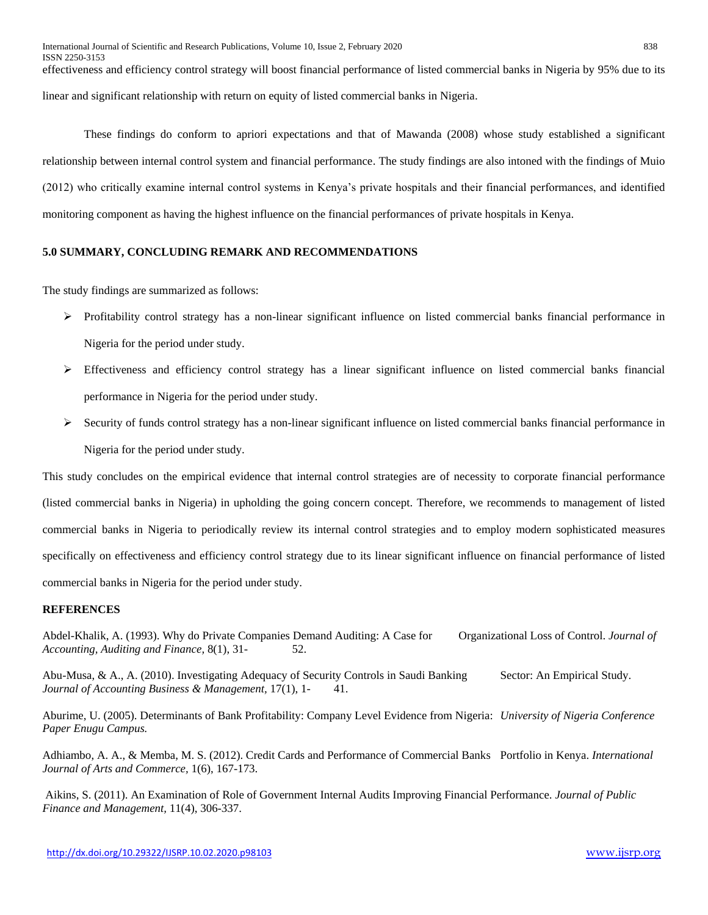effectiveness and efficiency control strategy will boost financial performance of listed commercial banks in Nigeria by 95% due to its linear and significant relationship with return on equity of listed commercial banks in Nigeria.

These findings do conform to apriori expectations and that of Mawanda (2008) whose study established a significant relationship between internal control system and financial performance. The study findings are also intoned with the findings of Muio (2012) who critically examine internal control systems in Kenya's private hospitals and their financial performances, and identified monitoring component as having the highest influence on the financial performances of private hospitals in Kenya.

## 5.0 SUMMARY, CONCLUDING REMARK AND RECOMMENDATIONS

The study findings are summarized as follows:

- Profitability control strategy has a non-linear significant influence on listed commercial banks financial performance in Nigeria for the period under study.
- Effectiveness and efficiency control strategy has a linear significant influence on listed commercial banks financial performance in Nigeria for the period under study.
- Security of funds control strategy has a non-linear significant influence on listed commercial banks financial performance in Nigeria for the period under study.

This study concludes on the empirical evidence that internal control strategies are of necessity to corporate financial performance (listed commercial banks in Nigeria) in upholding the going concern concept. Therefore, we recommends to management of listed commercial banks in Nigeria to periodically review its internal control strategies and to employ modern sophisticated measures specifically on effectiveness and efficiency control strategy due to its linear significant influence on financial performance of listed commercial banks in Nigeria for the period under study.

## REFERENCES

Abdel-Khalik, A. (1993). Why do Private Companies Demand Auditing: A Case for Organizational Loss of Control. *Journal of Accounting, Auditing and Finance,* 8(1), 31- 52.

Abu-Musa, & A., A. (2010). Investigating Adequacy of Security Controls in Saudi Banking Sector: An Empirical Study. *Journal of Accounting Business & Management,* 17(1), 1- 41.

Aburime, U. (2005). Determinants of Bank Profitability: Company Level Evidence from Nigeria: *University of Nigeria Conference Paper Enugu Campus.*

Adhiambo, A. A., & Memba, M. S. (2012). Credit Cards and Performance of Commercial Banks Portfolio in Kenya. *International Journal of Arts and Commerce,* 1(6), 167-173.

Aikins, S. (2011). An Examination of Role of Government Internal Audits Improving Financial Performance. *Journal of Public Finance and Management,* 11(4), 306-337.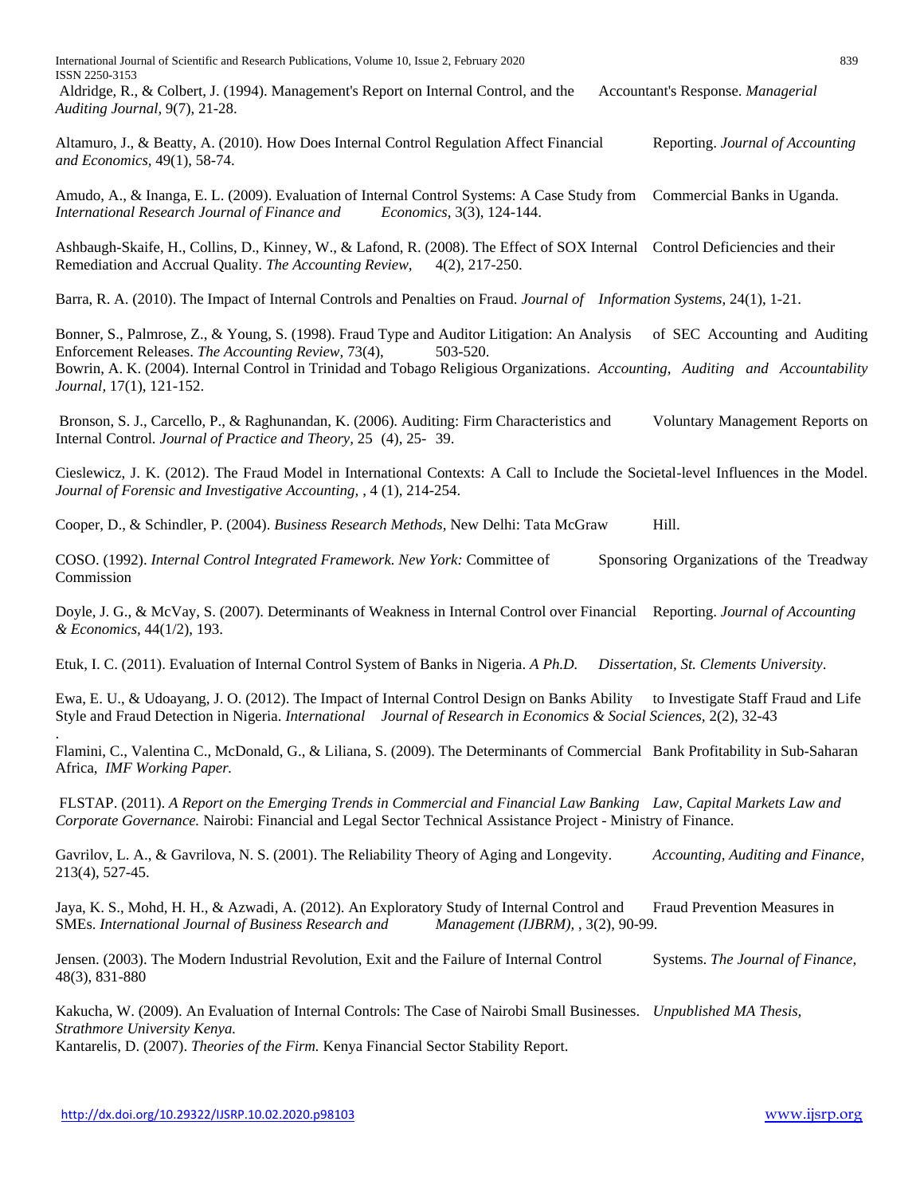Aldridge, R., & Colbert, J. (1994). Management's Report on Internal Control, and the Accountant's Response. *Managerial Auditing Journal,* 9(7), 21-28.

Altamuro, J., & Beatty, A. (2010). How Does Internal Control Regulation Affect Financial Reporting. *Journal of Accounting and Economics,* 49(1), 58-74.

Amudo, A., & Inanga, E. L. (2009). Evaluation of Internal Control Systems: A Case Study from Commercial Banks in Uganda. *International Research Journal of Finance and Economics*, 3(3), 124-144.

Ashbaugh-Skaife, H., Collins, D., Kinney, W., & Lafond, R. (2008). The Effect of SOX Internal Control Deficiencies and their Remediation and Accrual Quality. *The Accounting Review,* 4(2), 217-250.

Barra, R. A. (2010). The Impact of Internal Controls and Penalties on Fraud. *Journal of Information Systems,* 24(1), 1-21.

Bonner, S., Palmrose, Z., & Young, S. (1998). Fraud Type and Auditor Litigation: An Analysis of SEC Accounting and Auditing Enforcement Releases. *The Accounting Review,* 73(4), 503-520.

Bowrin, A. K. (2004). Internal Control in Trinidad and Tobago Religious Organizations. *Accounting, Auditing and Accountability Journal,* 17(1), 121-152.

Bronson, S. J., Carcello, P., & Raghunandan, K. (2006). Auditing: Firm Characteristics and Voluntary Management Reports on Internal Control. *Journal of Practice and Theory,* 25 (4), 25- 39.

Cieslewicz, J. K. (2012). The Fraud Model in International Contexts: A Call to Include the Societal-level Influences in the Model. *Journal of Forensic and Investigative Accounting,* , 4 (1), 214-254.

Cooper, D., & Schindler, P. (2004). *Business Research Methods,* New Delhi: Tata McGraw Hill.

COSO. (1992). *Internal Control Integrated Framework. New York:* Committee of Sponsoring Organizations of the Treadway Commission

Doyle, J. G., & McVay, S. (2007). Determinants of Weakness in Internal Control over Financial Reporting. *Journal of Accounting & Economics,* 44(1/2), 193.

Etuk, I. C. (2011). Evaluation of Internal Control System of Banks in Nigeria. *A Ph.D. Dissertation, St. Clements University*.

Ewa, E. U., & Udoayang, J. O. (2012). The Impact of Internal Control Design on Banks Ability to Investigate Staff Fraud and Life Style and Fraud Detection in Nigeria. *International Journal of Research in Economics & Social Sciences,* 2(2), 32-43
.

Flamini, C., Valentina C., McDonald, G., & Liliana, S. (2009). The Determinants of Commercial Bank Profitability in Sub-Saharan Africa, *IMF Working Paper.*

FLSTAP. (2011). *A Report on the Emerging Trends in Commercial and Financial Law Banking Law, Capital Markets Law and Corporate Governance.* Nairobi: Financial and Legal Sector Technical Assistance Project - Ministry of Finance.

Gavrilov, L. A., & Gavrilova, N. S. (2001). The Reliability Theory of Aging and Longevity. *Accounting, Auditing and Finance,* 213(4), 527-45.

Jaya, K. S., Mohd, H. H., & Azwadi, A. (2012). An Exploratory Study of Internal Control and Fraud Prevention Measures in SMEs. *International Journal of Business Research and Management (IJBRM),* , 3(2), 90-99.

Jensen. (2003). The Modern Industrial Revolution, Exit and the Failure of Internal Control Systems. *The Journal of Finance,* 48(3), 831-880

Kakucha, W. (2009). An Evaluation of Internal Controls: The Case of Nairobi Small Businesses. *Unpublished MA Thesis, Strathmore University Kenya.*

Kantarelis, D. (2007). *Theories of the Firm.* Kenya Financial Sector Stability Report.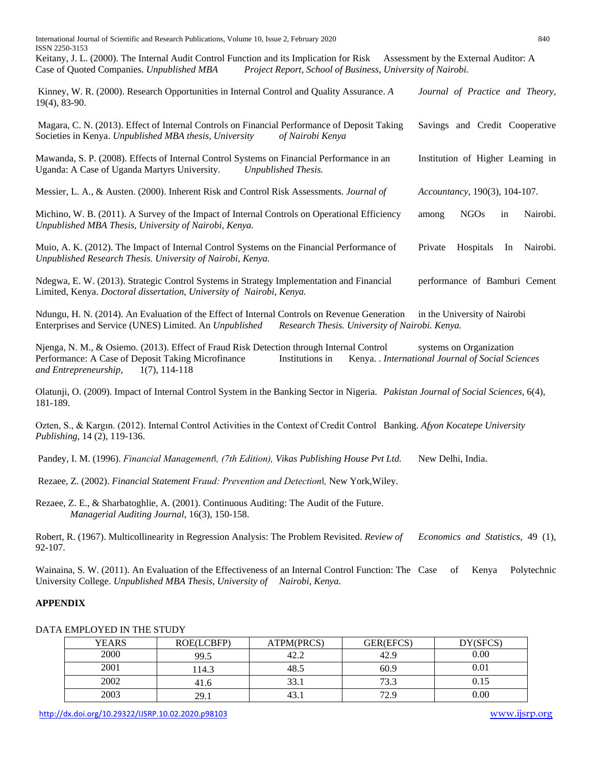Keitany, J. L. (2000). The Internal Audit Control Function and its Implication for Risk Assessment by the External Auditor: A Case of Quoted Companies. *Unpublished MBA Project Report, School of Business, University of Nairobi.*

Kinney, W. R. (2000). Research Opportunities in Internal Control and Quality Assurance. *A Journal of Practice and Theory,* 19(4), 83-90.

Magara, C. N. (2013). Effect of Internal Controls on Financial Performance of Deposit Taking Savings and Credit Cooperative Societies in Kenya. *Unpublished MBA thesis, University of Nairobi Kenya*

Mawanda, S. P. (2008). Effects of Internal Control Systems on Financial Performance in an Institution of Higher Learning in Uganda: A Case of Uganda Martyrs University. *Unpublished Thesis.*

Messier, L. A., & Austen. (2000). Inherent Risk and Control Risk Assessments. *Journal of Accountancy,* 190(3), 104-107.

Michino, W. B. (2011). A Survey of the Impact of Internal Controls on Operational Efficiency among NGOs in Nairobi. *Unpublished MBA Thesis, University of Nairobi, Kenya.*

Muio, A. K. (2012). The Impact of Internal Control Systems on the Financial Performance of Private Hospitals In Nairobi. *Unpublished Research Thesis. University of Nairobi, Kenya.*

Ndegwa, E. W. (2013). Strategic Control Systems in Strategy Implementation and Financial performance of Bamburi Cement Limited, Kenya. *Doctoral dissertation, University of Nairobi, Kenya.*

Ndungu, H. N. (2014). An Evaluation of the Effect of Internal Controls on Revenue Generation in the University of Nairobi Enterprises and Service (UNES) Limited. An *Unpublished Research Thesis. University of Nairobi. Kenya.*

Njenga, N. M., & Osiemo. (2013). Effect of Fraud Risk Detection through Internal Control systems on Organization Performance: A Case of Deposit Taking Microfinance Institutions in Kenya. . *International Journal of Social Sciences and Entrepreneurship,* 1(7), 114-118

Olatunji, O. (2009). Impact of Internal Control System in the Banking Sector in Nigeria. *Pakistan Journal of Social Sciences,* 6(4), 181-189.

Ozten, S., & Kargın. (2012). Internal Control Activities in the Context of Credit Control Banking. *Afyon Kocatepe University Publishing,* 14 (2), 119-136.

Pandey, I. M. (1996). *Financial Management‖, (7th Edition), Vikas Publishing House Pvt Ltd.* New Delhi, India.

Rezaee, Z. (2002). *Financial Statement Fraud: Prevention and Detection‖,* New York,Wiley.

Rezaee, Z. E., & Sharbatoghlie, A. (2001). Continuous Auditing: The Audit of the Future. *Managerial Auditing Journal,* 16(3), 150-158.

Robert, R. (1967). Multicollinearity in Regression Analysis: The Problem Revisited. *Review of Economics and Statistics,* 49 (1), 92-107.

Wainaina, S. W. (2011). An Evaluation of the Effectiveness of an Internal Control Function: The Case of Kenya Polytechnic University College. *Unpublished MBA Thesis, University of Nairobi, Kenya.*

**APPENDIX**

DATA EMPLOYED IN THE STUDY

| YEARS | ROE(LCBFP) | ATPM(PRCS) | GER(EFCS) | DY(SFCS) |
|---|---|---|---|---|
| 2000 | 99.5 | 42.2 | 42.9 | 0.00 |
| 2001 | 114.3 | 48.5 | 60.9 | 0.01 |
| 2002 | 41.6 | 33.1 | 73.3 | 0.15 |
| 2003 | 29.1 | 43.1 | 72.9 | 0.00 |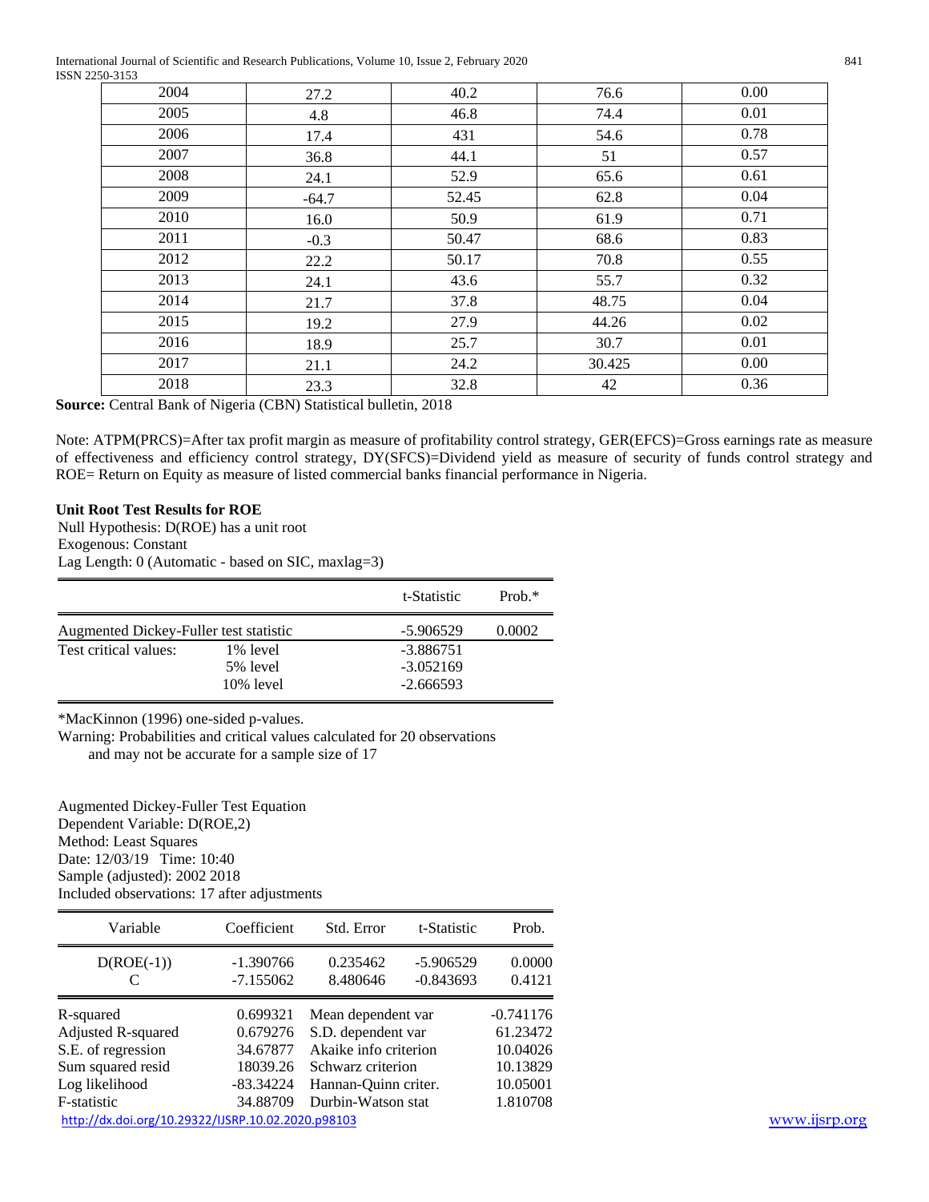| 2004 | 27.2 | 40.2 | 76.6 | 0.00 |
|---|---|---|---|---|
| 2005 | 4.8 | 46.8 | 74.4 | 0.01 |
| 2006 | 17.4 | 431 | 54.6 | 0.78 |
| 2007 | 36.8 | 44.1 | 51 | 0.57 |
| 2008 | 24.1 | 52.9 | 65.6 | 0.61 |
| 2009 | -64.7 | 52.45 | 62.8 | 0.04 |
| 2010 | 16.0 | 50.9 | 61.9 | 0.71 |
| 2011 | -0.3 | 50.47 | 68.6 | 0.83 |
| 2012 | 22.2 | 50.17 | 70.8 | 0.55 |
| 2013 | 24.1 | 43.6 | 55.7 | 0.32 |
| 2014 | 21.7 | 37.8 | 48.75 | 0.04 |
| 2015 | 19.2 | 27.9 | 44.26 | 0.02 |
| 2016 | 18.9 | 25.7 | 30.7 | 0.01 |
| 2017 | 21.1 | 24.2 | 30.425 | 0.00 |
| 2018 | 23.3 | 32.8 | 42 | 0.36 |

**Source:** Central Bank of Nigeria (CBN) Statistical bulletin, 2018

Note: ATPM(PRCS)=After tax profit margin as measure of profitability control strategy, GER(EFCS)=Gross earnings rate as measure of effectiveness and efficiency control strategy, DY(SFCS)=Dividend yield as measure of security of funds control strategy and ROE= Return on Equity as measure of listed commercial banks financial performance in Nigeria.

**Unit Root Test Results for ROE**

Null Hypothesis: D(ROE) has a unit root
Exogenous: Constant
Lag Length: 0 (Automatic - based on SIC, maxlag=3)

| | | t-Statistic | Prob.* |
|---|---|---|---|
| Augmented Dickey-Fuller test statistic | | -5.906529 | 0.0002 |
| Test critical values: | 1% level | -3.886751 | |
| | 5% level | -3.052169 | |
| | 10% level | -2.666593 | |

*MacKinnon (1996) one-sided p-values.
Warning: Probabilities and critical values calculated for 20 observations and may not be accurate for a sample size of 17

Augmented Dickey-Fuller Test Equation
Dependent Variable: D(ROE,2)
Method: Least Squares
Date: 12/03/19 Time: 10:40
Sample (adjusted): 2002 2018
Included observations: 17 after adjustments

| Variable | Coefficient | Std. Error | t-Statistic | Prob. |
|---|---|---|---|---|
| D(ROE(-1)) | -1.390766 | 0.235462 | -5.906529 | 0.0000 |
| C | -7.155062 | 8.480646 | -0.843693 | 0.4121 |

| | | | |
|---|---|---|---|
| R-squared | 0.699321 | Mean dependent var | -0.741176 |
| Adjusted R-squared | 0.679276 | S.D. dependent var | 61.23472 |
| S.E. of regression | 34.67877 | Akaike info criterion | 10.04026 |
| Sum squared resid | 18039.26 | Schwarz criterion | 10.13829 |
| Log likelihood | -83.34224 | Hannan-Quinn criter. | 10.05001 |
| F-statistic | 34.88709 | Durbin-Watson stat | 1.810708 |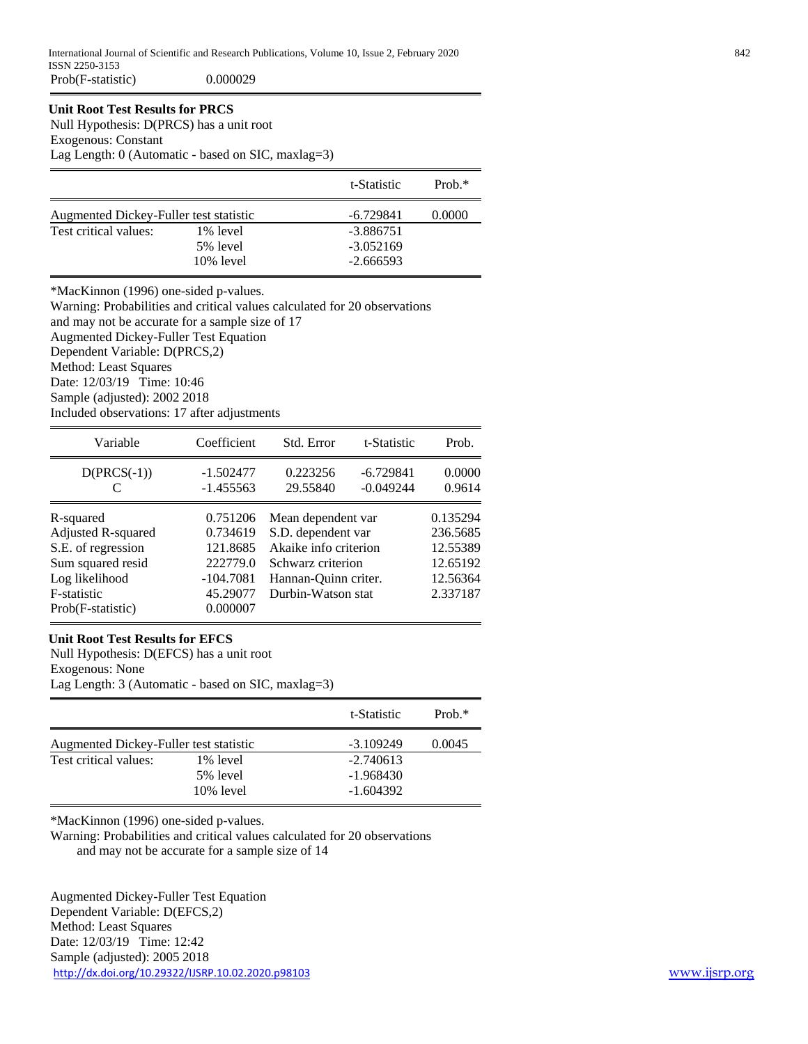| Prob(F-statistic) | 0.000029 |
|---|---|

**Unit Root Test Results for PRCS**

Null Hypothesis: D(PRCS) has a unit root
Exogenous: Constant
Lag Length: 0 (Automatic - based on SIC, maxlag=3)

| | | t-Statistic | Prob.* |
|---|---|---|---|
| Augmented Dickey-Fuller test statistic | | -6.729841 | 0.0000 |
| Test critical values: | 1% level | -3.886751 | |
| | 5% level | -3.052169 | |
| | 10% level | -2.666593 | |

*MacKinnon (1996) one-sided p-values.
Warning: Probabilities and critical values calculated for 20 observations and may not be accurate for a sample size of 17
Augmented Dickey-Fuller Test Equation
Dependent Variable: D(PRCS,2)
Method: Least Squares
Date: 12/03/19 Time: 10:46
Sample (adjusted): 2002 2018
Included observations: 17 after adjustments

| Variable | Coefficient | Std. Error | t-Statistic | Prob. |
|---|---|---|---|---|
| D(PRCS(-1)) | -1.502477 | 0.223256 | -6.729841 | 0.0000 |
| C | -1.455563 | 29.55840 | -0.049244 | 0.9614 |

| | | | |
|---|---|---|---|
| R-squared | 0.751206 | Mean dependent var | 0.135294 |
| Adjusted R-squared | 0.734619 | S.D. dependent var | 236.5685 |
| S.E. of regression | 121.8685 | Akaike info criterion | 12.55389 |
| Sum squared resid | 222779.0 | Schwarz criterion | 12.65192 |
| Log likelihood | -104.7081 | Hannan-Quinn criter. | 12.56364 |
| F-statistic | 45.29077 | Durbin-Watson stat | 2.337187 |
| Prob(F-statistic) | 0.000007 | | |

**Unit Root Test Results for EFCS**

Null Hypothesis: D(EFCS) has a unit root
Exogenous: None
Lag Length: 3 (Automatic - based on SIC, maxlag=3)

| | | t-Statistic | Prob.* |
|---|---|---|---|
| Augmented Dickey-Fuller test statistic | | -3.109249 | 0.0045 |
| Test critical values: | 1% level | -2.740613 | |
| | 5% level | -1.968430 | |
| | 10% level | -1.604392 | |

*MacKinnon (1996) one-sided p-values.
Warning: Probabilities and critical values calculated for 20 observations and may not be accurate for a sample size of 14

Augmented Dickey-Fuller Test Equation
Dependent Variable: D(EFCS,2)
Method: Least Squares
Date: 12/03/19 Time: 12:42
Sample (adjusted): 2005 2018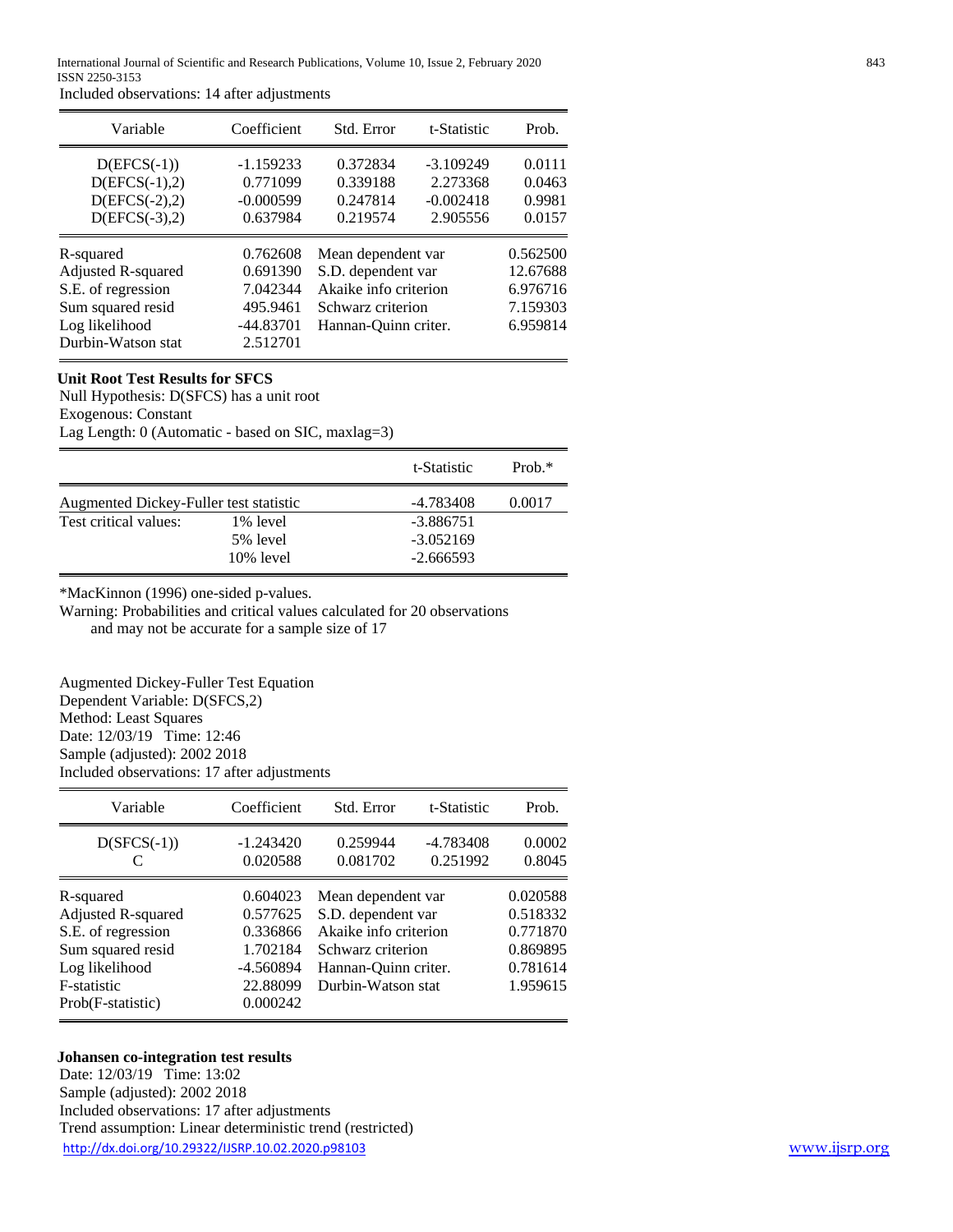Included observations: 14 after adjustments

| Variable | Coefficient | Std. Error | t-Statistic | Prob. |
|---|---|---|---|---|
| D(EFCS(-1)) | -1.159233 | 0.372834 | -3.109249 | 0.0111 |
| D(EFCS(-1),2) | 0.771099 | 0.339188 | 2.273368 | 0.0463 |
| D(EFCS(-2),2) | -0.000599 | 0.247814 | -0.002418 | 0.9981 |
| D(EFCS(-3),2) | 0.637984 | 0.219574 | 2.905556 | 0.0157 |

| | | | |
|---|---|---|---|
| R-squared | 0.762608 | Mean dependent var | 0.562500 |
| Adjusted R-squared | 0.691390 | S.D. dependent var | 12.67688 |
| S.E. of regression | 7.042344 | Akaike info criterion | 6.976716 |
| Sum squared resid | 495.9461 | Schwarz criterion | 7.159303 |
| Log likelihood | -44.83701 | Hannan-Quinn criter. | 6.959814 |
| Durbin-Watson stat | 2.512701 | | |

**Unit Root Test Results for SFCS**

Null Hypothesis: D(SFCS) has a unit root
Exogenous: Constant
Lag Length: 0 (Automatic - based on SIC, maxlag=3)

| | | t-Statistic | Prob.* |
|---|---|---|---|
| Augmented Dickey-Fuller test statistic | | -4.783408 | 0.0017 |
| Test critical values: | 1% level | -3.886751 | |
| | 5% level | -3.052169 | |
| | 10% level | -2.666593 | |

*MacKinnon (1996) one-sided p-values.
Warning: Probabilities and critical values calculated for 20 observations and may not be accurate for a sample size of 17

Augmented Dickey-Fuller Test Equation
Dependent Variable: D(SFCS,2)
Method: Least Squares
Date: 12/03/19 Time: 12:46
Sample (adjusted): 2002 2018
Included observations: 17 after adjustments

| Variable | Coefficient | Std. Error | t-Statistic | Prob. |
|---|---|---|---|---|
| D(SFCS(-1)) | -1.243420 | 0.259944 | -4.783408 | 0.0002 |
| C | 0.020588 | 0.081702 | 0.251992 | 0.8045 |

| | | | |
|---|---|---|---|
| R-squared | 0.604023 | Mean dependent var | 0.020588 |
| Adjusted R-squared | 0.577625 | S.D. dependent var | 0.518332 |
| S.E. of regression | 0.336866 | Akaike info criterion | 0.771870 |
| Sum squared resid | 1.702184 | Schwarz criterion | 0.869895 |
| Log likelihood | -4.560894 | Hannan-Quinn criter. | 0.781614 |
| F-statistic | 22.88099 | Durbin-Watson stat | 1.959615 |
| Prob(F-statistic) | 0.000242 | | |

**Johansen co-integration test results**

Date: 12/03/19 Time: 13:02
Sample (adjusted): 2002 2018
Included observations: 17 after adjustments
Trend assumption: Linear deterministic trend (restricted)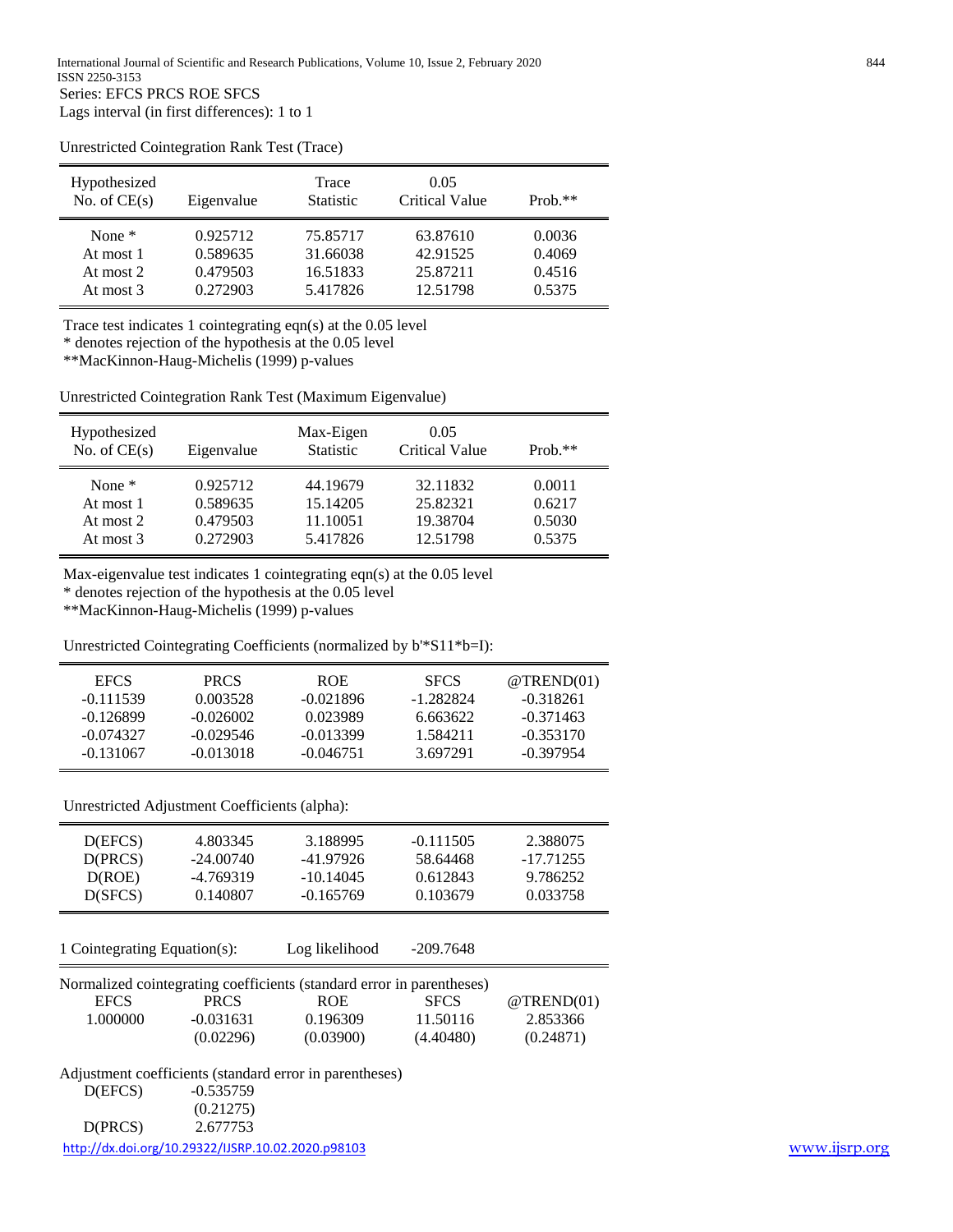Series: EFCS PRCS ROE SFCS
Lags interval (in first differences): 1 to 1

Unrestricted Cointegration Rank Test (Trace)

| Hypothesized No. of CE(s) | Eigenvalue | Trace Statistic | 0.05 Critical Value | Prob.** |
|---|---|---|---|---|
| None * | 0.925712 | 75.85717 | 63.87610 | 0.0036 |
| At most 1 | 0.589635 | 31.66038 | 42.91525 | 0.4069 |
| At most 2 | 0.479503 | 16.51833 | 25.87211 | 0.4516 |
| At most 3 | 0.272903 | 5.417826 | 12.51798 | 0.5375 |

Trace test indicates 1 cointegrating eqn(s) at the 0.05 level
* denotes rejection of the hypothesis at the 0.05 level
**MacKinnon-Haug-Michelis (1999) p-values

Unrestricted Cointegration Rank Test (Maximum Eigenvalue)

| Hypothesized No. of CE(s) | Eigenvalue | Max-Eigen Statistic | 0.05 Critical Value | Prob.** |
|---|---|---|---|---|
| None * | 0.925712 | 44.19679 | 32.11832 | 0.0011 |
| At most 1 | 0.589635 | 15.14205 | 25.82321 | 0.6217 |
| At most 2 | 0.479503 | 11.10051 | 19.38704 | 0.5030 |
| At most 3 | 0.272903 | 5.417826 | 12.51798 | 0.5375 |

Max-eigenvalue test indicates 1 cointegrating eqn(s) at the 0.05 level
* denotes rejection of the hypothesis at the 0.05 level
**MacKinnon-Haug-Michelis (1999) p-values

Unrestricted Cointegrating Coefficients (normalized by b'*S11*b=I):

| EFCS | PRCS | ROE | SFCS | @TREND(01) |
|---|---|---|---|---|
| -0.111539 | 0.003528 | -0.021896 | -1.282824 | -0.318261 |
| -0.126899 | -0.026002 | 0.023989 | 6.663622 | -0.371463 |
| -0.074327 | -0.029546 | -0.013399 | 1.584211 | -0.353170 |
| -0.131067 | -0.013018 | -0.046751 | 3.697291 | -0.397954 |

Unrestricted Adjustment Coefficients (alpha):

| | | | | |
|---|---|---|---|---|
| D(EFCS) | 4.803345 | 3.188995 | -0.111505 | 2.388075 |
| D(PRCS) | -24.00740 | -41.97926 | 58.64468 | -17.71255 |
| D(ROE) | -4.769319 | -10.14045 | 0.612843 | 9.786252 |
| D(SFCS) | 0.140807 | -0.165769 | 0.103679 | 0.033758 |

1 Cointegrating Equation(s): Log likelihood -209.7648

Normalized cointegrating coefficients (standard error in parentheses)

| EFCS | PRCS | ROE | SFCS | @TREND(01) |
|---|---|---|---|---|
| 1.000000 | -0.031631 | 0.196309 | 11.50116 | 2.853366 |
| | (0.02296) | (0.03900) | (4.40480) | (0.24871) |

Adjustment coefficients (standard error in parentheses)

| | |
|---|---|
| D(EFCS) | -0.535759 |
| | (0.21275) |
| D(PRCS) | 2.677753 |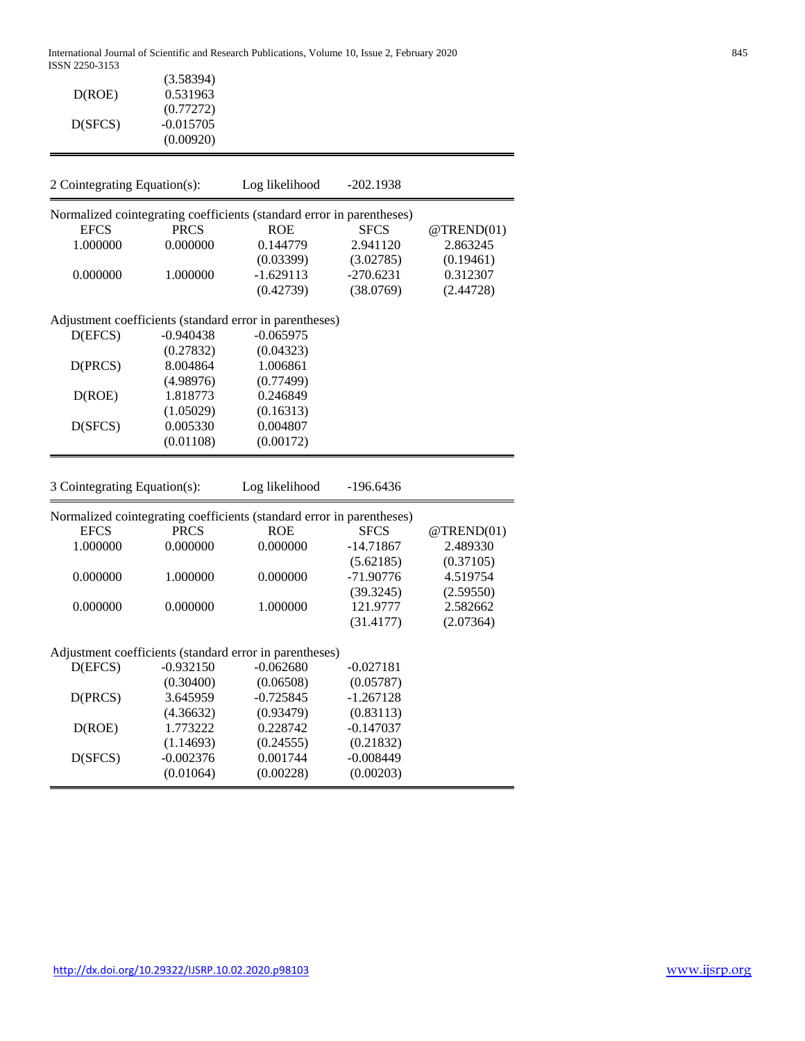| | |
|---|---|
| | (3.58394) |
| D(ROE) | 0.531963 |
| | (0.77272) |
| D(SFCS) | -0.015705 |
| | (0.00920) |

| 2 Cointegrating Equation(s): | | Log likelihood | -202.1938 | |
|---|---|---|---|---|

Normalized cointegrating coefficients (standard error in parentheses)

| EFCS | PRCS | ROE | SFCS | @TREND(01) |
|---|---|---|---|---|
| 1.000000 | 0.000000 | 0.144779 | 2.941120 | 2.863245 |
| | | (0.03399) | (3.02785) | (0.19461) |
| 0.000000 | 1.000000 | -1.629113 | -270.6231 | 0.312307 |
| | | (0.42739) | (38.0769) | (2.44728) |

Adjustment coefficients (standard error in parentheses)

| | | |
|---|---|---|
| D(EFCS) | -0.940438 | -0.065975 |
| | (0.27832) | (0.04323) |
| D(PRCS) | 8.004864 | 1.006861 |
| | (4.98976) | (0.77499) |
| D(ROE) | 1.818773 | 0.246849 |
| | (1.05029) | (0.16313) |
| D(SFCS) | 0.005330 | 0.004807 |
| | (0.01108) | (0.00172) |

| 3 Cointegrating Equation(s): | | Log likelihood | -196.6436 | |
|---|---|---|---|---|

Normalized cointegrating coefficients (standard error in parentheses)

| EFCS | PRCS | ROE | SFCS | @TREND(01) |
|---|---|---|---|---|
| 1.000000 | 0.000000 | 0.000000 | -14.71867 | 2.489330 |
| | | | (5.62185) | (0.37105) |
| 0.000000 | 1.000000 | 0.000000 | -71.90776 | 4.519754 |
| | | | (39.3245) | (2.59550) |
| 0.000000 | 0.000000 | 1.000000 | 121.9777 | 2.582662 |
| | | | (31.4177) | (2.07364) |

Adjustment coefficients (standard error in parentheses)

| | | | |
|---|---|---|---|
| D(EFCS) | -0.932150 | -0.062680 | -0.027181 |
| | (0.30400) | (0.06508) | (0.05787) |
| D(PRCS) | 3.645959 | -0.725845 | -1.267128 |
| | (4.36632) | (0.93479) | (0.83113) |
| D(ROE) | 1.773222 | 0.228742 | -0.147037 |
| | (1.14693) | (0.24555) | (0.21832) |
| D(SFCS) | -0.002376 | 0.001744 | -0.008449 |
| | (0.01064) | (0.00228) | (0.00203) |